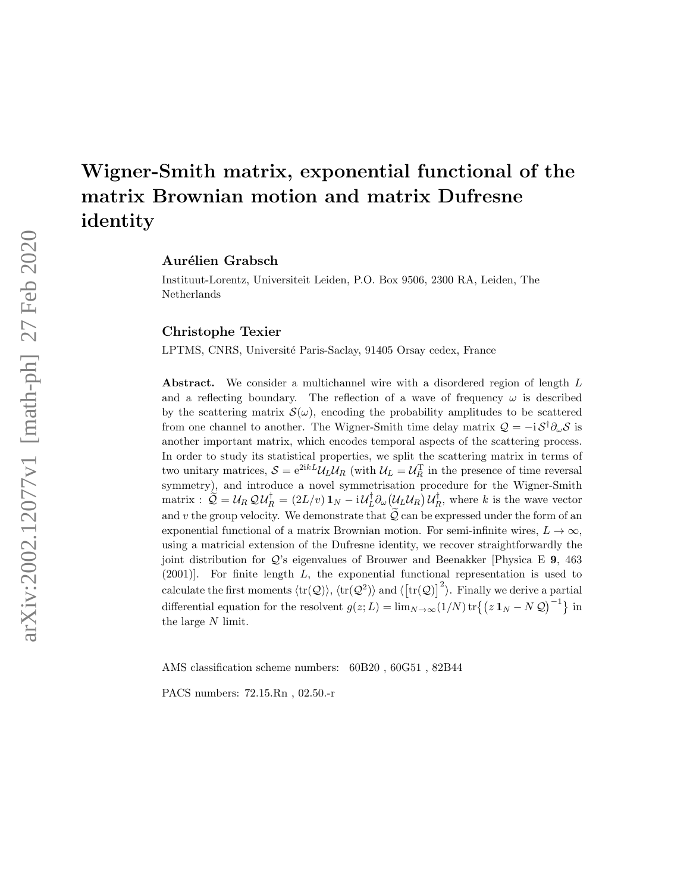# Wigner-Smith matrix, exponential functional of the matrix Brownian motion and matrix Dufresne identity

**Aurélien Grabsch**

Instituut-Lorentz, Universiteit Leiden, P.O. Box 9506, 2300 RA, Leiden, The Netherlands

**Christophe Texier**

LPTMS, CNRS, Université Paris-Saclay, 91405 Orsay cedex, France

**Abstract.** We consider a multichannel wire with a disordered region of length $L$ and a reflecting boundary. The reflection of a wave of frequency $\omega$ is described by the scattering matrix $\mathcal{S}(\omega)$, encoding the probability amplitudes to be scattered from one channel to another. The Wigner-Smith time delay matrix $\mathcal{Q} = -\mathrm{i}\,\mathcal{S}^\dagger \partial_\omega \mathcal{S}$ is another important matrix, which encodes temporal aspects of the scattering process. In order to study its statistical properties, we split the scattering matrix in terms of two unitary matrices, $\mathcal{S} = \mathrm{e}^{2\mathrm{i}kL}\mathcal{U}_L\mathcal{U}_R$ (with $\mathcal{U}_L = \mathcal{U}_R^{\mathrm{T}}$ in the presence of time reversal symmetry), and introduce a novel symmetrisation procedure for the Wigner-Smith matrix : $\widetilde{\mathcal{Q}} = \mathcal{U}_R\,\mathcal{Q}\,\mathcal{U}_R^\dagger = (2L/v)\,\mathbf{1}_N - \mathrm{i}\,\mathcal{U}_L^\dagger \partial_\omega\big(\mathcal{U}_L\mathcal{U}_R\big)\,\mathcal{U}_R^\dagger$, where $k$ is the wave vector and $v$ the group velocity. We demonstrate that $\widetilde{\mathcal{Q}}$ can be expressed under the form of an exponential functional of a matrix Brownian motion. For semi-infinite wires, $L \to \infty$, using a matricial extension of the Dufresne identity, we recover straightforwardly the joint distribution for $\mathcal{Q}$'s eigenvalues of Brouwer and Beenakker [Physica E **9**, 463 (2001)]. For finite length $L$, the exponential functional representation is used to calculate the first moments $\langle \mathrm{tr}(\mathcal{Q})\rangle$, $\langle \mathrm{tr}(\mathcal{Q}^2)\rangle$ and $\langle \big[\mathrm{tr}(\mathcal{Q})\big]^2\rangle$. Finally we derive a partial differential equation for the resolvent $g(z;L) = \lim_{N\to\infty}(1/N)\,\mathrm{tr}\big\{\big(z\,\mathbf{1}_N - N\,\mathcal{Q}\big)^{-1}\big\}$ in the large $N$ limit.

AMS classification scheme numbers: 60B20 , 60G51 , 82B44

PACS numbers: 72.15.Rn , 02.50.-r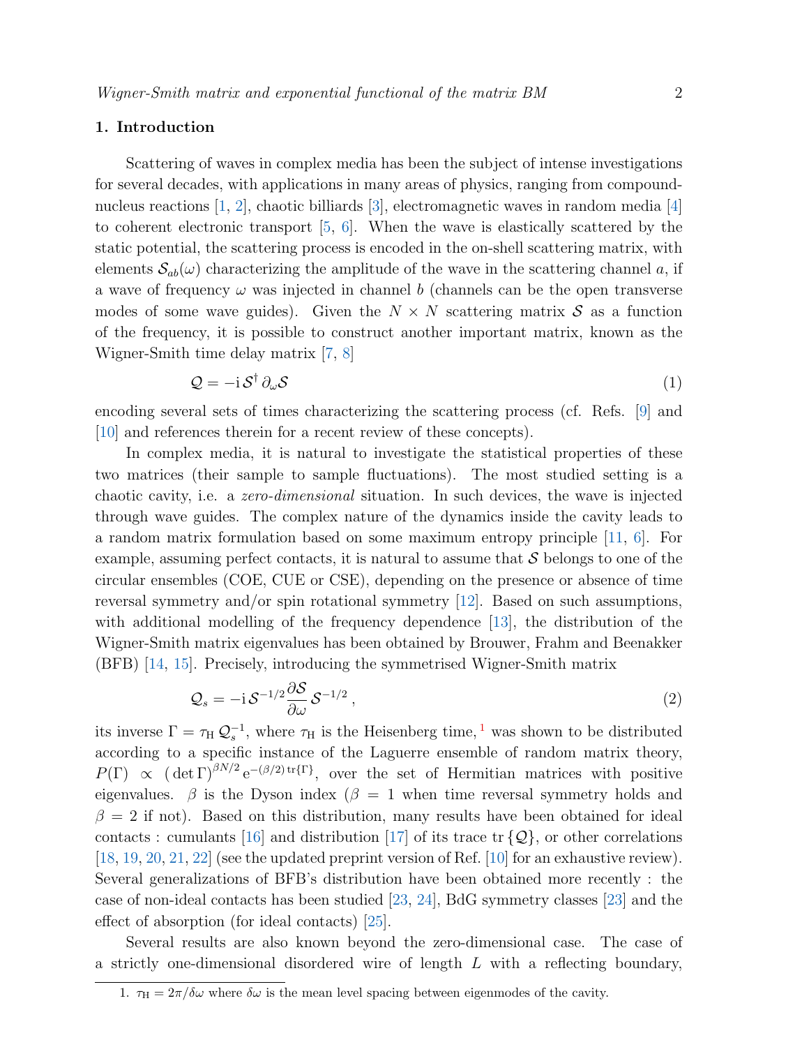## 1. Introduction

Scattering of waves in complex media has been the subject of intense investigations for several decades, with applications in many areas of physics, ranging from compound-nucleus reactions [1, 2], chaotic billiards [3], electromagnetic waves in random media [4] to coherent electronic transport [5, 6]. When the wave is elastically scattered by the static potential, the scattering process is encoded in the on-shell scattering matrix, with elements $\mathcal{S}_{ab}(\omega)$ characterizing the amplitude of the wave in the scattering channel $a$, if a wave of frequency $\omega$ was injected in channel $b$ (channels can be the open transverse modes of some wave guides). Given the $N \times N$ scattering matrix $\mathcal{S}$ as a function of the frequency, it is possible to construct another important matrix, known as the Wigner-Smith time delay matrix [7, 8]

$$\mathcal{Q} = -\mathrm{i}\,\mathcal{S}^\dagger\,\partial_\omega \mathcal{S} \tag{1}$$

encoding several sets of times characterizing the scattering process (cf. Refs. [9] and [10] and references therein for a recent review of these concepts).

In complex media, it is natural to investigate the statistical properties of these two matrices (their sample to sample fluctuations). The most studied setting is a chaotic cavity, i.e. a *zero-dimensional* situation. In such devices, the wave is injected through wave guides. The complex nature of the dynamics inside the cavity leads to a random matrix formulation based on some maximum entropy principle [11, 6]. For example, assuming perfect contacts, it is natural to assume that $\mathcal{S}$ belongs to one of the circular ensembles (COE, CUE or CSE), depending on the presence or absence of time reversal symmetry and/or spin rotational symmetry [12]. Based on such assumptions, with additional modelling of the frequency dependence [13], the distribution of the Wigner-Smith matrix eigenvalues has been obtained by Brouwer, Frahm and Beenakker (BFB) [14, 15]. Precisely, introducing the symmetrised Wigner-Smith matrix

$$\mathcal{Q}_s = -\mathrm{i}\,\mathcal{S}^{-1/2}\frac{\partial \mathcal{S}}{\partial \omega}\,\mathcal{S}^{-1/2}\,, \tag{2}$$

its inverse $\Gamma = \tau_{\mathrm{H}}\,\mathcal{Q}_s^{-1}$, where $\tau_{\mathrm{H}}$ is the Heisenberg time,[1] was shown to be distributed according to a specific instance of the Laguerre ensemble of random matrix theory, $P(\Gamma) \propto (\det\Gamma)^{\beta N/2}\,\mathrm{e}^{-(\beta/2)\,\mathrm{tr}\{\Gamma\}}$, over the set of Hermitian matrices with positive eigenvalues. $\beta$ is the Dyson index ($\beta = 1$ when time reversal symmetry holds and $\beta = 2$ if not). Based on this distribution, many results have been obtained for ideal contacts : cumulants [16] and distribution [17] of its trace $\mathrm{tr}\,\{\mathcal{Q}\}$, or other correlations [18, 19, 20, 21, 22] (see the updated preprint version of Ref. [10] for an exhaustive review). Several generalizations of BFB's distribution have been obtained more recently : the case of non-ideal contacts has been studied [23, 24], BdG symmetry classes [23] and the effect of absorption (for ideal contacts) [25].

Several results are also known beyond the zero-dimensional case. The case of a strictly one-dimensional disordered wire of length $L$ with a reflecting boundary,

1. $\tau_{\mathrm{H}} = 2\pi/\delta\omega$ where $\delta\omega$ is the mean level spacing between eigenmodes of the cavity.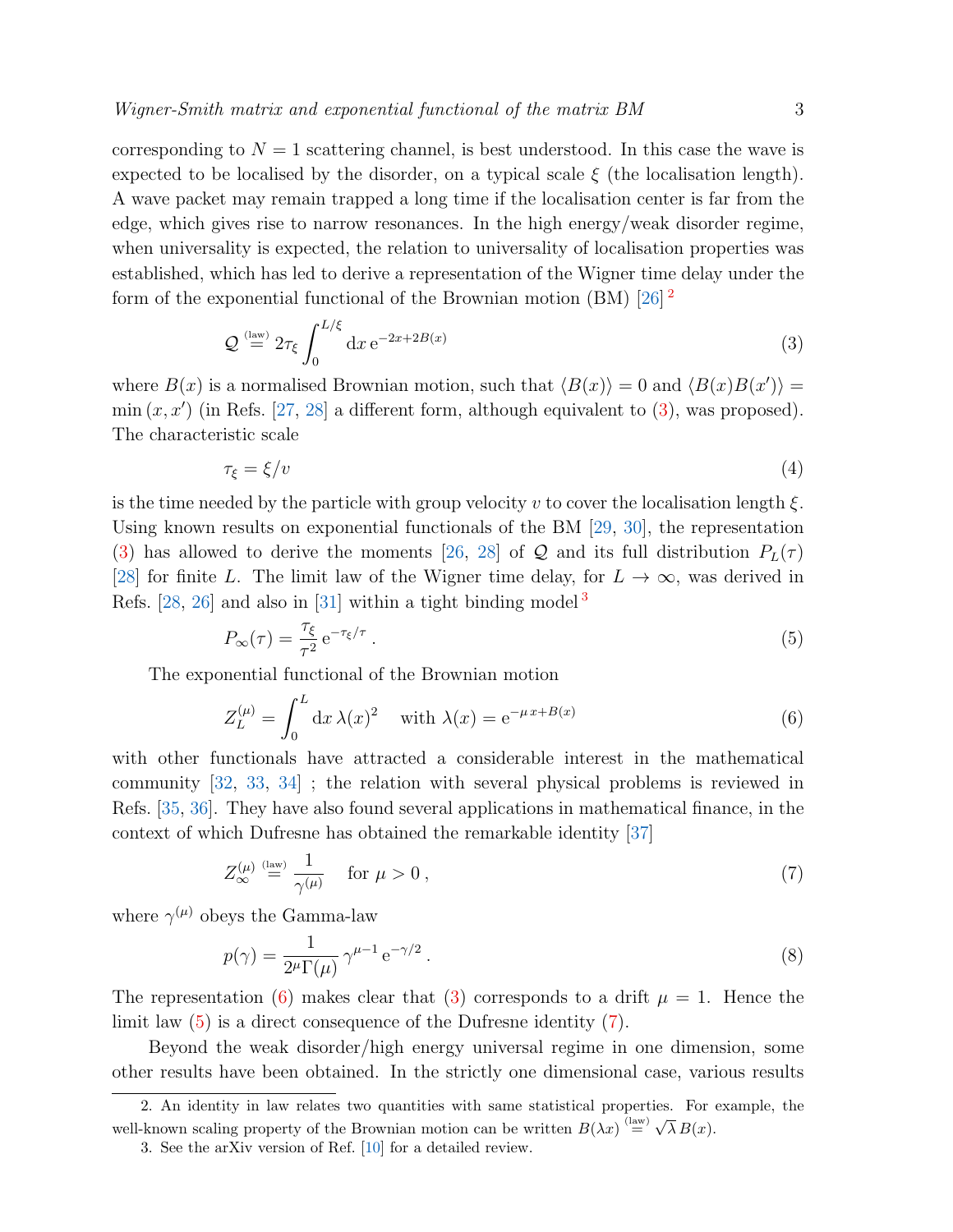corresponding to $N = 1$ scattering channel, is best understood. In this case the wave is expected to be localised by the disorder, on a typical scale $\xi$ (the localisation length). A wave packet may remain trapped a long time if the localisation center is far from the edge, which gives rise to narrow resonances. In the high energy/weak disorder regime, when universality is expected, the relation to universality of localisation properties was established, which has led to derive a representation of the Wigner time delay under the form of the exponential functional of the Brownian motion (BM) [26] [2]

$$\mathcal{Q} \overset{\text{(law)}}{=} 2\tau_\xi \int_0^{L/\xi} \mathrm{d}x \, \mathrm{e}^{-2x+2B(x)} \tag{3}$$

where $B(x)$ is a normalised Brownian motion, such that $\langle B(x) \rangle = 0$ and $\langle B(x)B(x') \rangle = \min(x, x')$ (in Refs. [27, 28] a different form, although equivalent to (3), was proposed). The characteristic scale

$$\tau_\xi = \xi / v \tag{4}$$

is the time needed by the particle with group velocity $v$ to cover the localisation length $\xi$. Using known results on exponential functionals of the BM [29, 30], the representation (3) has allowed to derive the moments [26, 28] of $\mathcal{Q}$ and its full distribution $P_L(\tau)$ [28] for finite $L$. The limit law of the Wigner time delay, for $L \to \infty$, was derived in Refs. [28, 26] and also in [31] within a tight binding model [3]

$$P_\infty(\tau) = \frac{\tau_\xi}{\tau^2} \, \mathrm{e}^{-\tau_\xi/\tau} \, . \tag{5}$$

The exponential functional of the Brownian motion

$$Z_L^{(\mu)} = \int_0^L \mathrm{d}x \, \lambda(x)^2 \quad \text{with } \lambda(x) = \mathrm{e}^{-\mu\, x + B(x)} \tag{6}$$

with other functionals have attracted a considerable interest in the mathematical community [32, 33, 34] ; the relation with several physical problems is reviewed in Refs. [35, 36]. They have also found several applications in mathematical finance, in the context of which Dufresne has obtained the remarkable identity [37]

$$Z_\infty^{(\mu)} \overset{\text{(law)}}{=} \frac{1}{\gamma^{(\mu)}} \quad \text{for } \mu > 0 \, , \tag{7}$$

where $\gamma^{(\mu)}$ obeys the Gamma-law

$$p(\gamma) = \frac{1}{2^\mu \Gamma(\mu)} \, \gamma^{\mu-1} \, \mathrm{e}^{-\gamma/2} \, . \tag{8}$$

The representation (6) makes clear that (3) corresponds to a drift $\mu = 1$. Hence the limit law (5) is a direct consequence of the Dufresne identity (7).

Beyond the weak disorder/high energy universal regime in one dimension, some other results have been obtained. In the strictly one dimensional case, various results

---

2. An identity in law relates two quantities with same statistical properties. For example, the well-known scaling property of the Brownian motion can be written $B(\lambda x) \overset{\text{(law)}}{=} \sqrt{\lambda}\, B(x)$.

3. See the arXiv version of Ref. [10] for a detailed review.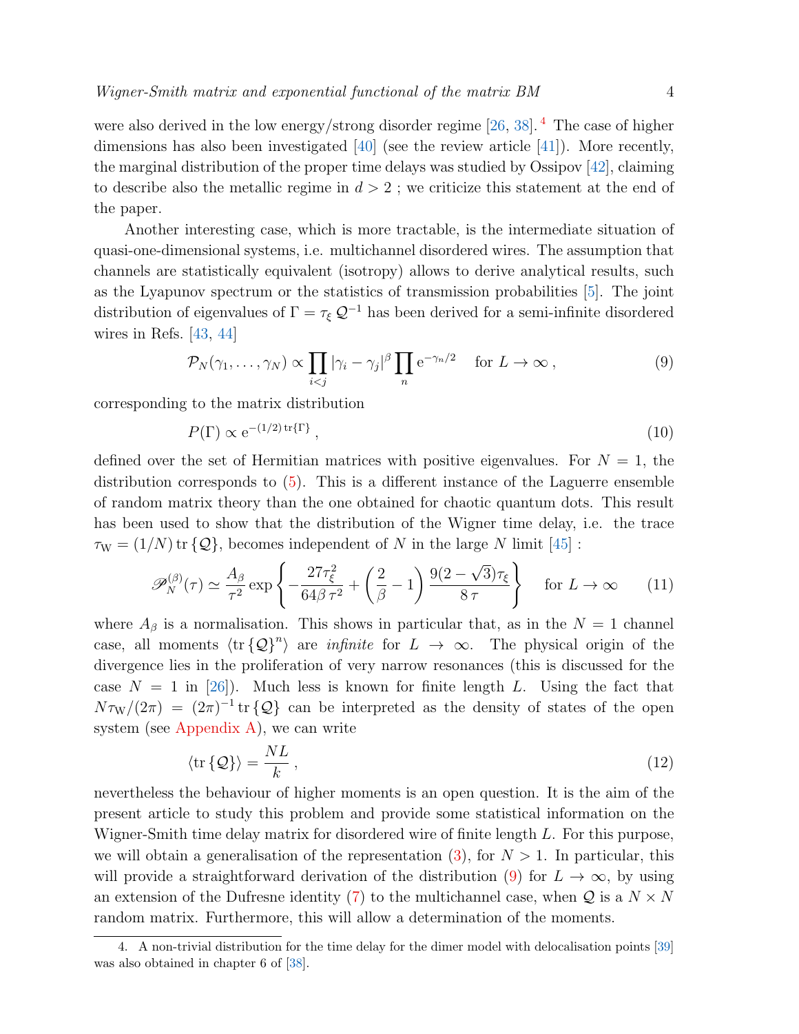were also derived in the low energy/strong disorder regime [26, 38]. [4] The case of higher dimensions has also been investigated [40] (see the review article [41]). More recently, the marginal distribution of the proper time delays was studied by Ossipov [42], claiming to describe also the metallic regime in $d > 2$ ; we criticize this statement at the end of the paper.

Another interesting case, which is more tractable, is the intermediate situation of quasi-one-dimensional systems, i.e. multichannel disordered wires. The assumption that channels are statistically equivalent (isotropy) allows to derive analytical results, such as the Lyapunov spectrum or the statistics of transmission probabilities [5]. The joint distribution of eigenvalues of $\Gamma = \tau_\xi \, \mathcal{Q}^{-1}$ has been derived for a semi-infinite disordered wires in Refs. [43, 44]

$$\mathcal{P}_N(\gamma_1, \ldots, \gamma_N) \propto \prod_{i<j} |\gamma_i - \gamma_j|^\beta \prod_n \mathrm{e}^{-\gamma_n/2} \quad \text{for } L \to \infty \,, \tag{9}$$

corresponding to the matrix distribution

$$P(\Gamma) \propto \mathrm{e}^{-(1/2)\,\mathrm{tr}\{\Gamma\}} \,, \tag{10}$$

defined over the set of Hermitian matrices with positive eigenvalues. For $N = 1$, the distribution corresponds to (5). This is a different instance of the Laguerre ensemble of random matrix theory than the one obtained for chaotic quantum dots. This result has been used to show that the distribution of the Wigner time delay, i.e. the trace $\tau_\mathrm{W} = (1/N)\,\mathrm{tr}\{\mathcal{Q}\}$, becomes independent of $N$ in the large $N$ limit [45] :

$$\mathscr{P}_N^{(\beta)}(\tau) \simeq \frac{A_\beta}{\tau^2} \exp\left\{ -\frac{27\tau_\xi^2}{64\beta\,\tau^2} + \left(\frac{2}{\beta} - 1\right) \frac{9(2-\sqrt{3})\tau_\xi}{8\,\tau} \right\} \quad \text{for } L \to \infty \tag{11}$$

where $A_\beta$ is a normalisation. This shows in particular that, as in the $N = 1$ channel case, all moments $\langle \mathrm{tr}\{\mathcal{Q}\}^n \rangle$ are *infinite* for $L \to \infty$. The physical origin of the divergence lies in the proliferation of very narrow resonances (this is discussed for the case $N = 1$ in [26]). Much less is known for finite length $L$. Using the fact that $N\tau_\mathrm{W}/(2\pi) = (2\pi)^{-1}\,\mathrm{tr}\{\mathcal{Q}\}$ can be interpreted as the density of states of the open system (see Appendix A), we can write

$$\langle \mathrm{tr}\{\mathcal{Q}\} \rangle = \frac{NL}{k} \,, \tag{12}$$

nevertheless the behaviour of higher moments is an open question. It is the aim of the present article to study this problem and provide some statistical information on the Wigner-Smith time delay matrix for disordered wire of finite length $L$. For this purpose, we will obtain a generalisation of the representation (3), for $N > 1$. In particular, this will provide a straightforward derivation of the distribution (9) for $L \to \infty$, by using an extension of the Dufresne identity (7) to the multichannel case, when $\mathcal{Q}$ is a $N \times N$ random matrix. Furthermore, this will allow a determination of the moments.

4. A non-trivial distribution for the time delay for the dimer model with delocalisation points [39] was also obtained in chapter 6 of [38].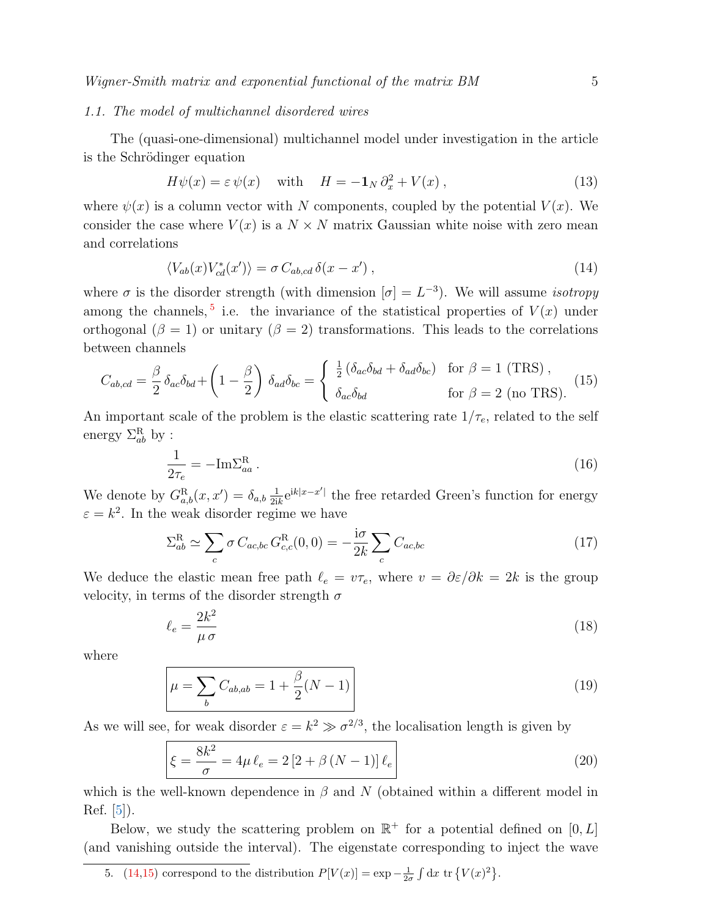### 1.1. The model of multichannel disordered wires

The (quasi-one-dimensional) multichannel model under investigation in the article is the Schrödinger equation

$$H\psi(x) = \varepsilon\,\psi(x) \quad \text{with} \quad H = -\mathbf{1}_N\,\partial_x^2 + V(x)\,, \tag{13}$$

where $\psi(x)$ is a column vector with $N$ components, coupled by the potential $V(x)$. We consider the case where $V(x)$ is a $N\times N$ matrix Gaussian white noise with zero mean and correlations

$$\langle V_{ab}(x)V^*_{cd}(x')\rangle = \sigma\, C_{ab,cd}\,\delta(x-x')\,, \tag{14}$$

where $\sigma$ is the disorder strength (with dimension $[\sigma]=L^{-3}$). We will assume *isotropy* among the channels,[5] i.e. the invariance of the statistical properties of $V(x)$ under orthogonal ($\beta=1$) or unitary ($\beta=2$) transformations. This leads to the correlations between channels

$$C_{ab,cd} = \frac{\beta}{2}\,\delta_{ac}\delta_{bd} + \left(1-\frac{\beta}{2}\right)\,\delta_{ad}\delta_{bc} = \begin{cases} \frac{1}{2}\left(\delta_{ac}\delta_{bd}+\delta_{ad}\delta_{bc}\right) & \text{for } \beta=1 \text{ (TRS)}\,,\\ \delta_{ac}\delta_{bd} & \text{for } \beta=2 \text{ (no TRS)}. \end{cases} \tag{15}$$

An important scale of the problem is the elastic scattering rate $1/\tau_e$, related to the self energy $\Sigma^{\mathrm{R}}_{ab}$ by :

$$\frac{1}{2\tau_e} = -\mathrm{Im}\Sigma^{\mathrm{R}}_{aa}\,. \tag{16}$$

We denote by $G^{\mathrm{R}}_{a,b}(x,x') = \delta_{a,b}\,\frac{1}{2\mathrm{i}k}\mathrm{e}^{\mathrm{i}k|x-x'|}$ the free retarded Green's function for energy $\varepsilon=k^2$. In the weak disorder regime we have

$$\Sigma^{\mathrm{R}}_{ab} \simeq \sum_c \sigma\, C_{ac,bc}\, G^{\mathrm{R}}_{c,c}(0,0) = -\frac{\mathrm{i}\sigma}{2k}\sum_c C_{ac,bc} \tag{17}$$

We deduce the elastic mean free path $\ell_e = v\tau_e$, where $v=\partial\varepsilon/\partial k = 2k$ is the group velocity, in terms of the disorder strength $\sigma$

$$\ell_e = \frac{2k^2}{\mu\,\sigma} \tag{18}$$

where

$$\boxed{\mu = \sum_b C_{ab,ab} = 1 + \frac{\beta}{2}(N-1)} \tag{19}$$

As we will see, for weak disorder $\varepsilon=k^2\gg\sigma^{2/3}$, the localisation length is given by

$$\boxed{\xi = \frac{8k^2}{\sigma} = 4\mu\,\ell_e = 2\left[2+\beta\,(N-1)\right]\ell_e} \tag{20}$$

which is the well-known dependence in $\beta$ and $N$ (obtained within a different model in Ref. [5]).

Below, we study the scattering problem on $\mathbb{R}^+$ for a potential defined on $[0,L]$ (and vanishing outside the interval). The eigenstate corresponding to inject the wave

---

5. (14,15) correspond to the distribution $P[V(x)] = \exp -\frac{1}{2\sigma}\int \mathrm{d}x\ \mathrm{tr}\left\{V(x)^2\right\}$.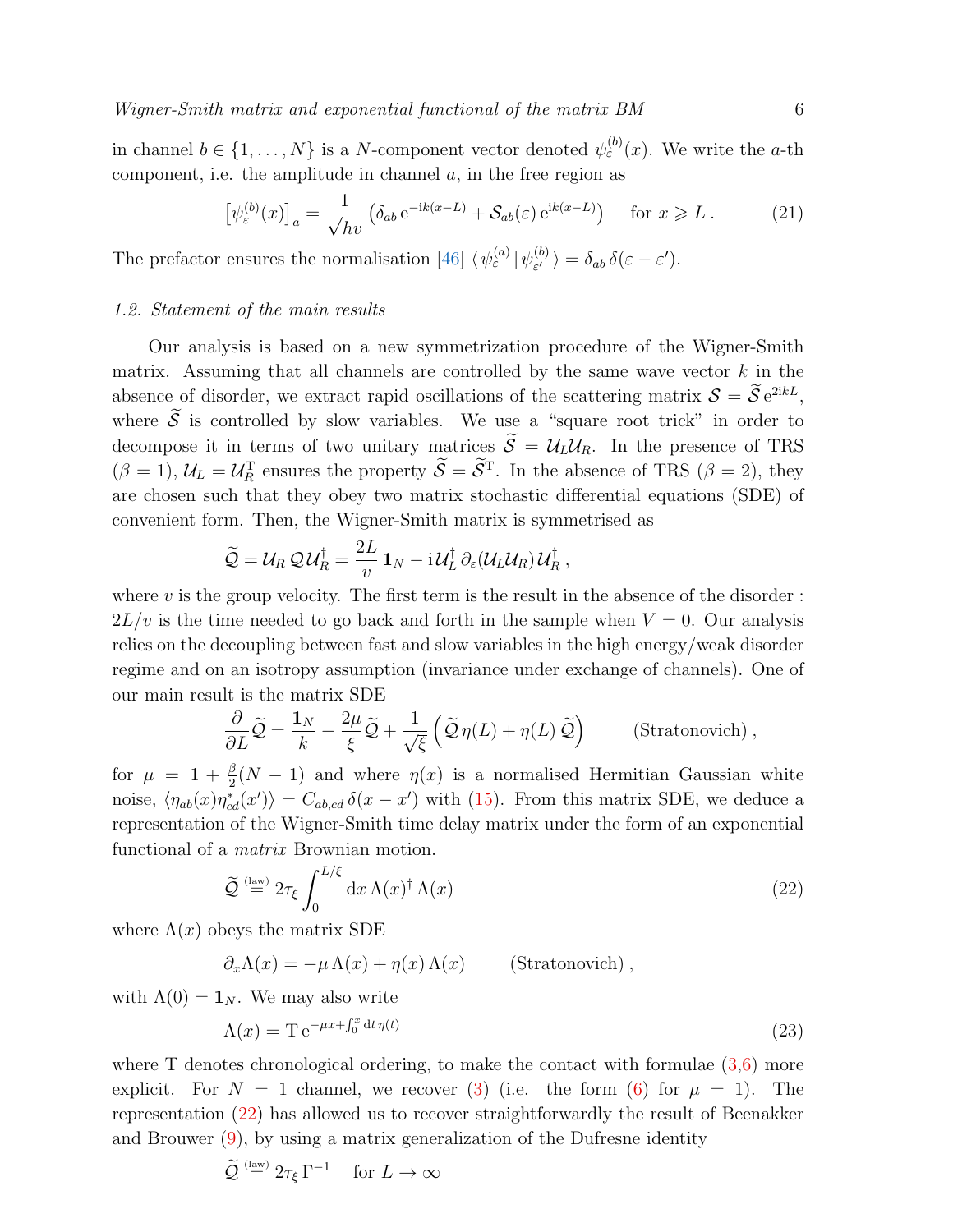in channel $b \in \{1, \ldots, N\}$ is a $N$-component vector denoted $\psi_\varepsilon^{(b)}(x)$. We write the $a$-th component, i.e. the amplitude in channel $a$, in the free region as

$$\left[\psi_\varepsilon^{(b)}(x)\right]_a = \frac{1}{\sqrt{hv}} \left( \delta_{ab}\, \mathrm{e}^{-\mathrm{i}k(x-L)} + \mathcal{S}_{ab}(\varepsilon)\, \mathrm{e}^{\mathrm{i}k(x-L)} \right) \quad \text{for } x \geqslant L\,. \tag{21}$$

The prefactor ensures the normalisation [46] $\langle\, \psi_\varepsilon^{(a)} \,|\, \psi_{\varepsilon'}^{(b)} \,\rangle = \delta_{ab}\, \delta(\varepsilon - \varepsilon')$.

### 1.2. Statement of the main results

Our analysis is based on a new symmetrization procedure of the Wigner-Smith matrix. Assuming that all channels are controlled by the same wave vector $k$ in the absence of disorder, we extract rapid oscillations of the scattering matrix $\mathcal{S} = \widetilde{\mathcal{S}}\, \mathrm{e}^{2\mathrm{i}kL}$, where $\widetilde{\mathcal{S}}$ is controlled by slow variables. We use a "square root trick" in order to decompose it in terms of two unitary matrices $\widetilde{\mathcal{S}} = \mathcal{U}_L \mathcal{U}_R$. In the presence of TRS ($\beta = 1$), $\mathcal{U}_L = \mathcal{U}_R^{\mathrm{T}}$ ensures the property $\widetilde{\mathcal{S}} = \widetilde{\mathcal{S}}^{\mathrm{T}}$. In the absence of TRS ($\beta = 2$), they are chosen such that they obey two matrix stochastic differential equations (SDE) of convenient form. Then, the Wigner-Smith matrix is symmetrised as

$$\widetilde{\mathcal{Q}} = \mathcal{U}_R\, \mathcal{Q}\, \mathcal{U}_R^\dagger = \frac{2L}{v}\, \mathbf{1}_N - \mathrm{i}\, \mathcal{U}_L^\dagger\, \partial_\varepsilon(\mathcal{U}_L \mathcal{U}_R)\, \mathcal{U}_R^\dagger\,,$$

where $v$ is the group velocity. The first term is the result in the absence of the disorder : $2L/v$ is the time needed to go back and forth in the sample when $V = 0$. Our analysis relies on the decoupling between fast and slow variables in the high energy/weak disorder regime and on an isotropy assumption (invariance under exchange of channels). One of our main result is the matrix SDE

$$\frac{\partial}{\partial L} \widetilde{\mathcal{Q}} = \frac{\mathbf{1}_N}{k} - \frac{2\mu}{\xi} \widetilde{\mathcal{Q}} + \frac{1}{\sqrt{\xi}} \left( \widetilde{\mathcal{Q}}\, \eta(L) + \eta(L)\, \widetilde{\mathcal{Q}} \right) \qquad \text{(Stratonovich)}\,,$$

for $\mu = 1 + \frac{\beta}{2}(N-1)$ and where $\eta(x)$ is a normalised Hermitian Gaussian white noise, $\langle \eta_{ab}(x) \eta_{cd}^*(x') \rangle = C_{ab,cd}\, \delta(x - x')$ with (15). From this matrix SDE, we deduce a representation of the Wigner-Smith time delay matrix under the form of an exponential functional of a *matrix* Brownian motion.

$$\widetilde{\mathcal{Q}} \overset{\text{(law)}}{=} 2\tau_\xi \int_0^{L/\xi} \mathrm{d}x\, \Lambda(x)^\dagger\, \Lambda(x) \tag{22}$$

where $\Lambda(x)$ obeys the matrix SDE

$$\partial_x \Lambda(x) = -\mu\, \Lambda(x) + \eta(x)\, \Lambda(x) \qquad \text{(Stratonovich)}\,,$$

with $\Lambda(0) = \mathbf{1}_N$. We may also write

$$\Lambda(x) = \mathrm{T}\, \mathrm{e}^{-\mu x + \int_0^x \mathrm{d}t\, \eta(t)} \tag{23}$$

where T denotes chronological ordering, to make the contact with formulae (3,6) more explicit. For $N = 1$ channel, we recover (3) (i.e. the form (6) for $\mu = 1$). The representation (22) has allowed us to recover straightforwardly the result of Beenakker and Brouwer (9), by using a matrix generalization of the Dufresne identity

$$\widetilde{\mathcal{Q}} \overset{\text{(law)}}{=} 2\tau_\xi\, \Gamma^{-1} \quad \text{for } L \to \infty$$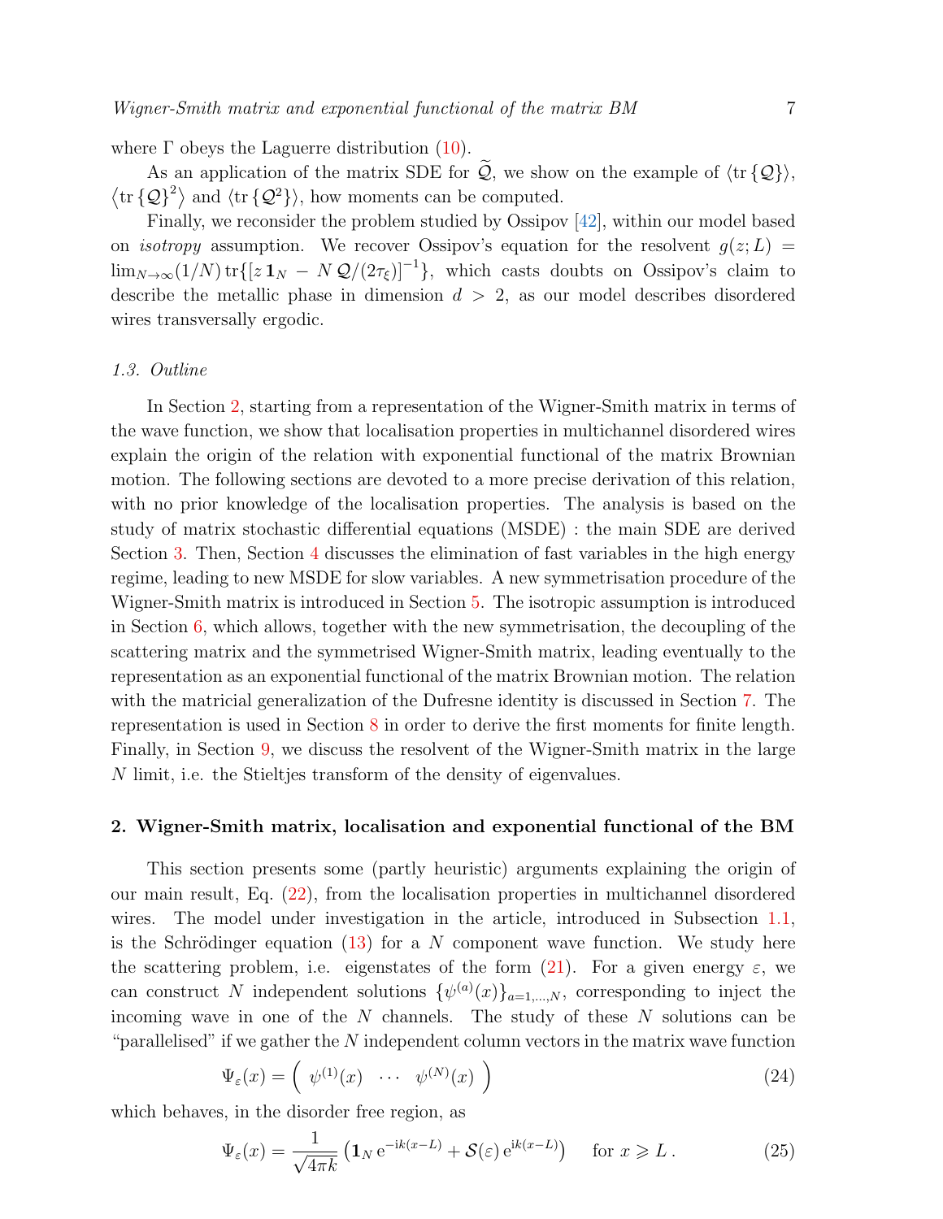where $\Gamma$ obeys the Laguerre distribution (10).

As an application of the matrix SDE for $\widetilde{\mathcal{Q}}$, we show on the example of $\langle \mathrm{tr}\{\mathcal{Q}\}\rangle$, $\langle \mathrm{tr}\{\mathcal{Q}\}^2\rangle$ and $\langle \mathrm{tr}\{\mathcal{Q}^2\}\rangle$, how moments can be computed.

Finally, we reconsider the problem studied by Ossipov [42], within our model based on *isotropy* assumption. We recover Ossipov's equation for the resolvent $g(z;L) = \lim_{N\to\infty}(1/N)\,\mathrm{tr}\{[z\,\mathbf{1}_N - N\,\mathcal{Q}/(2\tau_\xi)]^{-1}\}$, which casts doubts on Ossipov's claim to describe the metallic phase in dimension $d > 2$, as our model describes disordered wires transversally ergodic.

### 1.3. Outline

In Section 2, starting from a representation of the Wigner-Smith matrix in terms of the wave function, we show that localisation properties in multichannel disordered wires explain the origin of the relation with exponential functional of the matrix Brownian motion. The following sections are devoted to a more precise derivation of this relation, with no prior knowledge of the localisation properties. The analysis is based on the study of matrix stochastic differential equations (MSDE) : the main SDE are derived Section 3. Then, Section 4 discusses the elimination of fast variables in the high energy regime, leading to new MSDE for slow variables. A new symmetrisation procedure of the Wigner-Smith matrix is introduced in Section 5. The isotropic assumption is introduced in Section 6, which allows, together with the new symmetrisation, the decoupling of the scattering matrix and the symmetrised Wigner-Smith matrix, leading eventually to the representation as an exponential functional of the matrix Brownian motion. The relation with the matricial generalization of the Dufresne identity is discussed in Section 7. The representation is used in Section 8 in order to derive the first moments for finite length. Finally, in Section 9, we discuss the resolvent of the Wigner-Smith matrix in the large $N$ limit, i.e. the Stieltjes transform of the density of eigenvalues.

## 2. Wigner-Smith matrix, localisation and exponential functional of the BM

This section presents some (partly heuristic) arguments explaining the origin of our main result, Eq. (22), from the localisation properties in multichannel disordered wires. The model under investigation in the article, introduced in Subsection 1.1, is the Schrödinger equation (13) for a $N$ component wave function. We study here the scattering problem, i.e. eigenstates of the form (21). For a given energy $\varepsilon$, we can construct $N$ independent solutions $\{\psi^{(a)}(x)\}_{a=1,\ldots,N}$, corresponding to inject the incoming wave in one of the $N$ channels. The study of these $N$ solutions can be "parallelised" if we gather the $N$ independent column vectors in the matrix wave function

$$\Psi_\varepsilon(x) = \begin{pmatrix} \psi^{(1)}(x) & \cdots & \psi^{(N)}(x) \end{pmatrix} \tag{24}$$

which behaves, in the disorder free region, as

$$\Psi_\varepsilon(x) = \frac{1}{\sqrt{4\pi k}}\left(\mathbf{1}_N\,\mathrm{e}^{-\mathrm{i}k(x-L)} + \mathcal{S}(\varepsilon)\,\mathrm{e}^{\mathrm{i}k(x-L)}\right) \quad \text{for } x \geqslant L\,. \tag{25}$$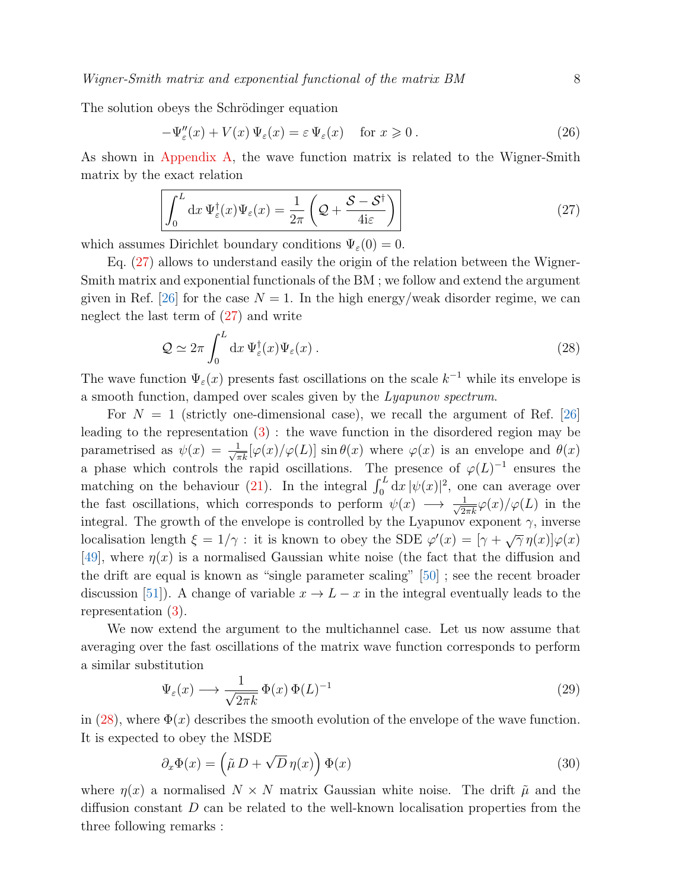The solution obeys the Schrödinger equation

$$-\Psi_\varepsilon''(x) + V(x)\,\Psi_\varepsilon(x) = \varepsilon\,\Psi_\varepsilon(x) \quad \text{for } x \geqslant 0\,. \tag{26}$$

As shown in Appendix A, the wave function matrix is related to the Wigner-Smith matrix by the exact relation

$$\boxed{\int_0^L \mathrm{d}x\,\Psi_\varepsilon^\dagger(x)\Psi_\varepsilon(x) = \frac{1}{2\pi}\left(\mathcal{Q} + \frac{\mathcal{S}-\mathcal{S}^\dagger}{4\mathrm{i}\varepsilon}\right)} \tag{27}$$

which assumes Dirichlet boundary conditions $\Psi_\varepsilon(0) = 0$.

Eq. (27) allows to understand easily the origin of the relation between the Wigner-Smith matrix and exponential functionals of the BM ; we follow and extend the argument given in Ref. [26] for the case $N = 1$. In the high energy/weak disorder regime, we can neglect the last term of (27) and write

$$\mathcal{Q} \simeq 2\pi \int_0^L \mathrm{d}x\,\Psi_\varepsilon^\dagger(x)\Psi_\varepsilon(x)\,. \tag{28}$$

The wave function $\Psi_\varepsilon(x)$ presents fast oscillations on the scale $k^{-1}$ while its envelope is a smooth function, damped over scales given by the *Lyapunov spectrum*.

For $N = 1$ (strictly one-dimensional case), we recall the argument of Ref. [26] leading to the representation (3) : the wave function in the disordered region may be parametrised as $\psi(x) = \frac{1}{\sqrt{\pi k}}[\varphi(x)/\varphi(L)]\,\sin\theta(x)$ where $\varphi(x)$ is an envelope and $\theta(x)$ a phase which controls the rapid oscillations. The presence of $\varphi(L)^{-1}$ ensures the matching on the behaviour (21). In the integral $\int_0^L \mathrm{d}x\,|\psi(x)|^2$, one can average over the fast oscillations, which corresponds to perform $\psi(x) \longrightarrow \frac{1}{\sqrt{2\pi k}}\varphi(x)/\varphi(L)$ in the integral. The growth of the envelope is controlled by the Lyapunov exponent $\gamma$, inverse localisation length $\xi = 1/\gamma$ : it is known to obey the SDE $\varphi'(x) = [\gamma + \sqrt{\gamma}\,\eta(x)]\varphi(x)$ [49], where $\eta(x)$ is a normalised Gaussian white noise (the fact that the diffusion and the drift are equal is known as "single parameter scaling" [50] ; see the recent broader discussion [51]). A change of variable $x \to L - x$ in the integral eventually leads to the representation (3).

We now extend the argument to the multichannel case. Let us now assume that averaging over the fast oscillations of the matrix wave function corresponds to perform a similar substitution

$$\Psi_\varepsilon(x) \longrightarrow \frac{1}{\sqrt{2\pi k}}\,\Phi(x)\,\Phi(L)^{-1} \tag{29}$$

in (28), where $\Phi(x)$ describes the smooth evolution of the envelope of the wave function. It is expected to obey the MSDE

$$\partial_x \Phi(x) = \left(\tilde{\mu}\,D + \sqrt{D}\,\eta(x)\right)\Phi(x) \tag{30}$$

where $\eta(x)$ a normalised $N \times N$ matrix Gaussian white noise. The drift $\tilde{\mu}$ and the diffusion constant $D$ can be related to the well-known localisation properties from the three following remarks :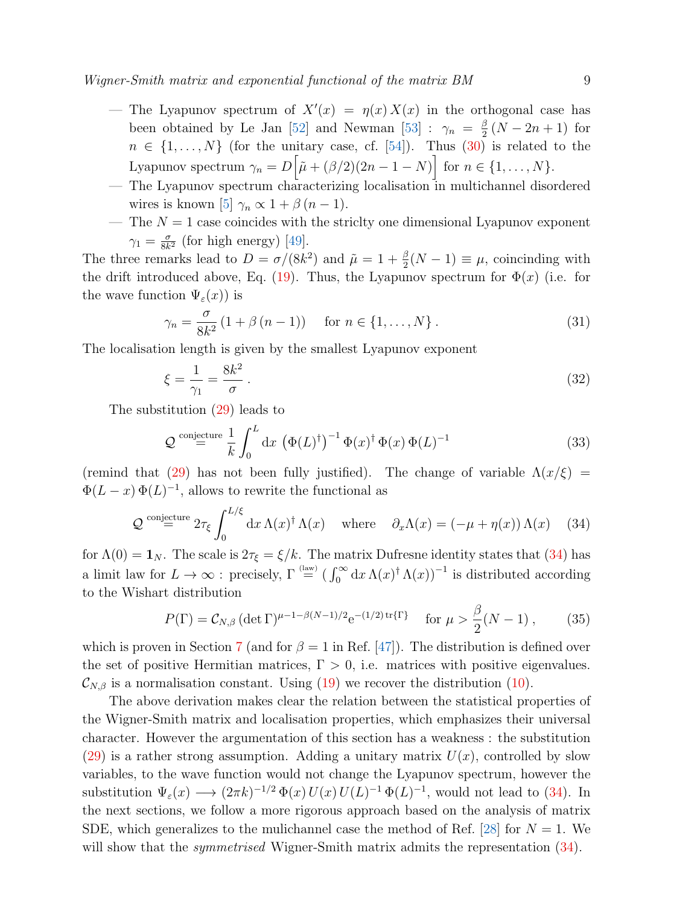— The Lyapunov spectrum of $X'(x) = \eta(x)\,X(x)$ in the orthogonal case has been obtained by Le Jan [52] and Newman [53] : $\gamma_n = \frac{\beta}{2}\,(N-2n+1)$ for $n\in\{1,\ldots,N\}$ (for the unitary case, cf. [54]). Thus (30) is related to the Lyapunov spectrum $\gamma_n = D\Big[\tilde\mu + (\beta/2)(2n-1-N)\Big]$ for $n\in\{1,\ldots,N\}$.

— The Lyapunov spectrum characterizing localisation in multichannel disordered wires is known [5] $\gamma_n \propto 1+\beta\,(n-1)$.

— The $N=1$ case coincides with the striclty one dimensional Lyapunov exponent $\gamma_1 = \frac{\sigma}{8k^2}$ (for high energy) [49].

The three remarks lead to $D=\sigma/(8k^2)$ and $\tilde\mu = 1+\frac{\beta}{2}(N-1)\equiv\mu$, coinciding with the drift introduced above, Eq. (19). Thus, the Lyapunov spectrum for $\Phi(x)$ (i.e. for the wave function $\Psi_\varepsilon(x)$) is

$$\gamma_n = \frac{\sigma}{8k^2}\left(1+\beta\,(n-1)\right) \quad \text{ for } n\in\{1,\ldots,N\}\,. \tag{31}$$

The localisation length is given by the smallest Lyapunov exponent

$$\xi = \frac{1}{\gamma_1} = \frac{8k^2}{\sigma}\,. \tag{32}$$

The substitution (29) leads to

$$\mathcal{Q} \overset{\text{conjecture}}{=} \frac{1}{k}\int_0^L \mathrm{d}x\,\left(\Phi(L)^\dagger\right)^{-1}\Phi(x)^\dagger\,\Phi(x)\,\Phi(L)^{-1} \tag{33}$$

(remind that (29) has not been fully justified). The change of variable $\Lambda(x/\xi) = \Phi(L-x)\,\Phi(L)^{-1}$, allows to rewrite the functional as

$$\mathcal{Q} \overset{\text{conjecture}}{=} 2\tau_\xi \int_0^{L/\xi}\mathrm{d}x\,\Lambda(x)^\dagger\,\Lambda(x) \quad \text{ where } \quad \partial_x\Lambda(x) = \left(-\mu+\eta(x)\right)\Lambda(x) \tag{34}$$

for $\Lambda(0)=\mathbf{1}_N$. The scale is $2\tau_\xi = \xi/k$. The matrix Dufresne identity states that (34) has a limit law for $L\to\infty$ : precisely, $\Gamma \overset{\text{(law)}}{=} \left(\int_0^\infty \mathrm{d}x\,\Lambda(x)^\dagger\,\Lambda(x)\right)^{-1}$ is distributed according to the Wishart distribution

$$P(\Gamma) = \mathcal{C}_{N,\beta}\,(\det\Gamma)^{\mu-1-\beta(N-1)/2}\mathrm{e}^{-(1/2)\,\mathrm{tr}\{\Gamma\}} \quad \text{ for } \mu > \frac{\beta}{2}(N-1)\,, \tag{35}$$

which is proven in Section 7 (and for $\beta=1$ in Ref. [47]). The distribution is defined over the set of positive Hermitian matrices, $\Gamma>0$, i.e. matrices with positive eigenvalues. $\mathcal{C}_{N,\beta}$ is a normalisation constant. Using (19) we recover the distribution (10).

The above derivation makes clear the relation between the statistical properties of the Wigner-Smith matrix and localisation properties, which emphasizes their universal character. However the argumentation of this section has a weakness : the substitution (29) is a rather strong assumption. Adding a unitary matrix $U(x)$, controlled by slow variables, to the wave function would not change the Lyapunov spectrum, however the substitution $\Psi_\varepsilon(x) \longrightarrow (2\pi k)^{-1/2}\,\Phi(x)\,U(x)\,U(L)^{-1}\,\Phi(L)^{-1}$, would not lead to (34). In the next sections, we follow a more rigorous approach based on the analysis of matrix SDE, which generalizes to the mulichannel case the method of Ref. [28] for $N=1$. We will show that the *symmetrised* Wigner-Smith matrix admits the representation (34).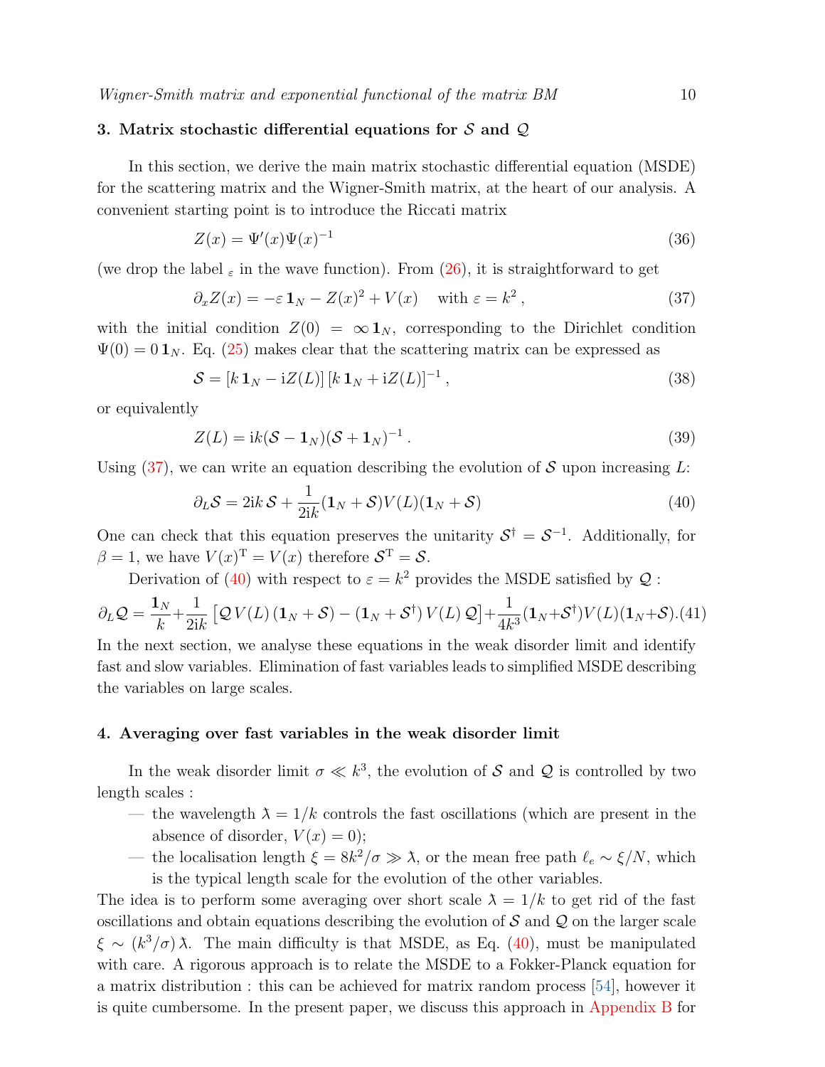## 3. Matrix stochastic differential equations for $\mathcal{S}$ and $\mathcal{Q}$

In this section, we derive the main matrix stochastic differential equation (MSDE) for the scattering matrix and the Wigner-Smith matrix, at the heart of our analysis. A convenient starting point is to introduce the Riccati matrix

$$Z(x) = \Psi'(x)\Psi(x)^{-1} \tag{36}$$

(we drop the label $_\varepsilon$ in the wave function). From (26), it is straightforward to get

$$\partial_x Z(x) = -\varepsilon\,\mathbf{1}_N - Z(x)^2 + V(x) \quad \text{ with } \varepsilon = k^2\,, \tag{37}$$

with the initial condition $Z(0) = \infty\,\mathbf{1}_N$, corresponding to the Dirichlet condition $\Psi(0) = 0\,\mathbf{1}_N$. Eq. (25) makes clear that the scattering matrix can be expressed as

$$\mathcal{S} = [k\,\mathbf{1}_N - \mathrm{i}Z(L)]\,[k\,\mathbf{1}_N + \mathrm{i}Z(L)]^{-1}\,, \tag{38}$$

or equivalently

$$Z(L) = \mathrm{i}k(\mathcal{S} - \mathbf{1}_N)(\mathcal{S} + \mathbf{1}_N)^{-1}\,. \tag{39}$$

Using (37), we can write an equation describing the evolution of $\mathcal{S}$ upon increasing $L$:

$$\partial_L \mathcal{S} = 2\mathrm{i}k\,\mathcal{S} + \frac{1}{2\mathrm{i}k}(\mathbf{1}_N + \mathcal{S})V(L)(\mathbf{1}_N + \mathcal{S}) \tag{40}$$

One can check that this equation preserves the unitarity $\mathcal{S}^\dagger = \mathcal{S}^{-1}$. Additionally, for $\beta = 1$, we have $V(x)^{\mathrm{T}} = V(x)$ therefore $\mathcal{S}^{\mathrm{T}} = \mathcal{S}$.

Derivation of (40) with respect to $\varepsilon = k^2$ provides the MSDE satisfied by $\mathcal{Q}$ :

$$\partial_L \mathcal{Q} = \frac{\mathbf{1}_N}{k} + \frac{1}{2\mathrm{i}k}\left[\mathcal{Q}\,V(L)\,(\mathbf{1}_N + \mathcal{S}) - (\mathbf{1}_N + \mathcal{S}^\dagger)\,V(L)\,\mathcal{Q}\right] + \frac{1}{4k^3}(\mathbf{1}_N + \mathcal{S}^\dagger)V(L)(\mathbf{1}_N + \mathcal{S}). \tag{41}$$

In the next section, we analyse these equations in the weak disorder limit and identify fast and slow variables. Elimination of fast variables leads to simplified MSDE describing the variables on large scales.

## 4. Averaging over fast variables in the weak disorder limit

In the weak disorder limit $\sigma \ll k^3$, the evolution of $\mathcal{S}$ and $\mathcal{Q}$ is controlled by two length scales :

— the wavelength $\lambda\!\!\!^- = 1/k$ controls the fast oscillations (which are present in the absence of disorder, $V(x) = 0$);

— the localisation length $\xi = 8k^2/\sigma \gg \lambda\!\!\!^-$, or the mean free path $\ell_e \sim \xi/N$, which is the typical length scale for the evolution of the other variables.

The idea is to perform some averaging over short scale $\lambda\!\!\!^- = 1/k$ to get rid of the fast oscillations and obtain equations describing the evolution of $\mathcal{S}$ and $\mathcal{Q}$ on the larger scale $\xi \sim (k^3/\sigma)\,\lambda\!\!\!^-$. The main difficulty is that MSDE, as Eq. (40), must be manipulated with care. A rigorous approach is to relate the MSDE to a Fokker-Planck equation for a matrix distribution : this can be achieved for matrix random process [54], however it is quite cumbersome. In the present paper, we discuss this approach in Appendix B for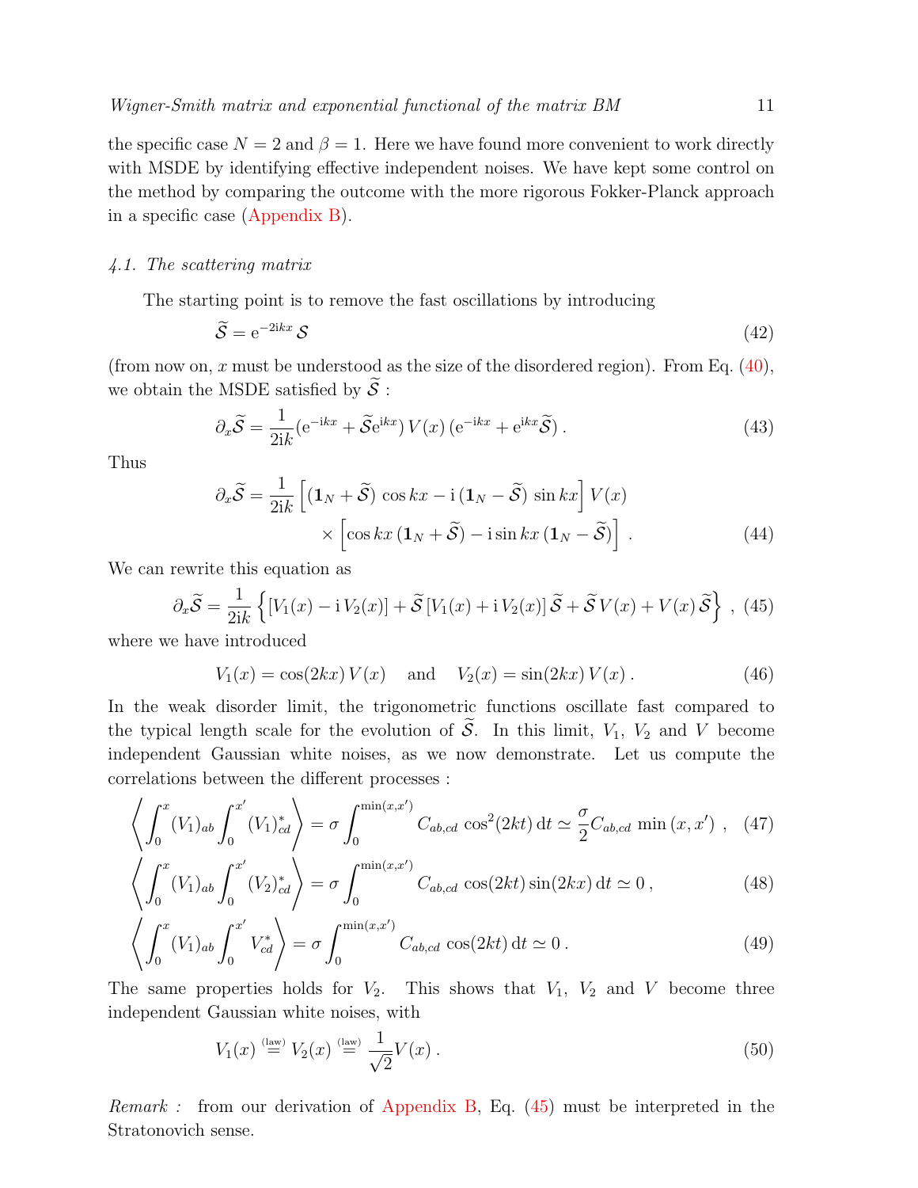the specific case $N = 2$ and $\beta = 1$. Here we have found more convenient to work directly with MSDE by identifying effective independent noises. We have kept some control on the method by comparing the outcome with the more rigorous Fokker-Planck approach in a specific case (Appendix B).

### 4.1. The scattering matrix

The starting point is to remove the fast oscillations by introducing

$$\widetilde{\mathcal{S}} = \mathrm{e}^{-2\mathrm{i}kx}\,\mathcal{S} \tag{42}$$

(from now on, $x$ must be understood as the size of the disordered region). From Eq. (40), we obtain the MSDE satisfied by $\widetilde{\mathcal{S}}$ :

$$\partial_x \widetilde{\mathcal{S}} = \frac{1}{2\mathrm{i}k}(\mathrm{e}^{-\mathrm{i}kx} + \widetilde{\mathcal{S}}\mathrm{e}^{\mathrm{i}kx})\, V(x)\, (\mathrm{e}^{-\mathrm{i}kx} + \mathrm{e}^{\mathrm{i}kx}\widetilde{\mathcal{S}})\,. \tag{43}$$

Thus

$$\begin{aligned}\partial_x \widetilde{\mathcal{S}} = \frac{1}{2\mathrm{i}k}\Big[(\mathbf{1}_N + \widetilde{\mathcal{S}})\,\cos kx - \mathrm{i}\,(\mathbf{1}_N - \widetilde{\mathcal{S}})\,\sin kx\Big]\, V(x) \\ \times \Big[\cos kx\,(\mathbf{1}_N + \widetilde{\mathcal{S}}) - \mathrm{i}\sin kx\,(\mathbf{1}_N - \widetilde{\mathcal{S}})\Big]\,.\end{aligned} \tag{44}$$

We can rewrite this equation as

$$\partial_x \widetilde{\mathcal{S}} = \frac{1}{2\mathrm{i}k}\Big\{[V_1(x) - \mathrm{i}\,V_2(x)] + \widetilde{\mathcal{S}}\,[V_1(x) + \mathrm{i}\,V_2(x)]\,\widetilde{\mathcal{S}} + \widetilde{\mathcal{S}}\,V(x) + V(x)\,\widetilde{\mathcal{S}}\Big\}\ , \tag{45}$$

where we have introduced

$$V_1(x) = \cos(2kx)\, V(x) \quad \text{ and } \quad V_2(x) = \sin(2kx)\, V(x)\,. \tag{46}$$

In the weak disorder limit, the trigonometric functions oscillate fast compared to the typical length scale for the evolution of $\widetilde{\mathcal{S}}$. In this limit, $V_1$, $V_2$ and $V$ become independent Gaussian white noises, as we now demonstrate. Let us compute the correlations between the different processes :

$$\left\langle \int_0^x (V_1)_{ab} \int_0^{x'} (V_1)^*_{cd} \right\rangle = \sigma \int_0^{\min(x,x')} C_{ab,cd}\, \cos^2(2kt)\,\mathrm{d}t \simeq \frac{\sigma}{2} C_{ab,cd}\, \min(x,x')\ , \tag{47}$$

$$\left\langle \int_0^x (V_1)_{ab} \int_0^{x'} (V_2)^*_{cd} \right\rangle = \sigma \int_0^{\min(x,x')} C_{ab,cd}\, \cos(2kt)\sin(2kx)\,\mathrm{d}t \simeq 0\,, \tag{48}$$

$$\left\langle \int_0^x (V_1)_{ab} \int_0^{x'} V^*_{cd} \right\rangle = \sigma \int_0^{\min(x,x')} C_{ab,cd}\, \cos(2kt)\,\mathrm{d}t \simeq 0\,. \tag{49}$$

The same properties holds for $V_2$. This shows that $V_1$, $V_2$ and $V$ become three independent Gaussian white noises, with

$$V_1(x) \overset{\text{(law)}}{=} V_2(x) \overset{\text{(law)}}{=} \frac{1}{\sqrt{2}} V(x)\,. \tag{50}$$

*Remark :* from our derivation of Appendix B, Eq. (45) must be interpreted in the Stratonovich sense.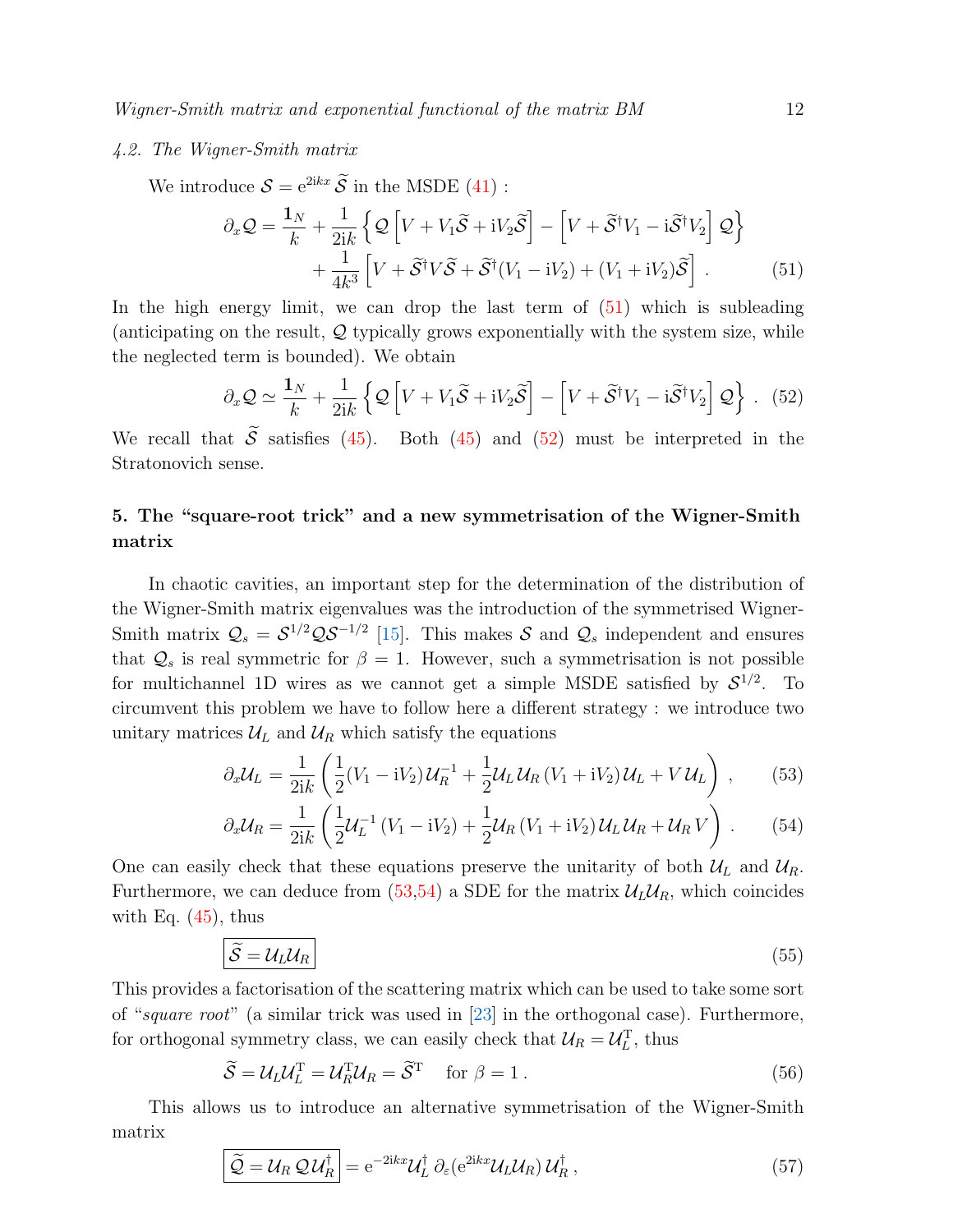### 4.2. The Wigner-Smith matrix

We introduce $\mathcal{S} = \mathrm{e}^{2\mathrm{i}kx}\,\widetilde{\mathcal{S}}$ in the MSDE (41) :

$$
\partial_x \mathcal{Q} = \frac{\mathbf{1}_N}{k} + \frac{1}{2\mathrm{i}k}\left\{ \mathcal{Q}\left[V + V_1\widetilde{\mathcal{S}} + \mathrm{i}V_2\widetilde{\mathcal{S}}\right] - \left[V + \widetilde{\mathcal{S}}^\dagger V_1 - \mathrm{i}\widetilde{\mathcal{S}}^\dagger V_2\right]\mathcal{Q}\right\}
$$
$$
+ \frac{1}{4k^3}\left[V + \widetilde{\mathcal{S}}^\dagger V\widetilde{\mathcal{S}} + \widetilde{\mathcal{S}}^\dagger(V_1 - \mathrm{i}V_2) + (V_1 + \mathrm{i}V_2)\widetilde{\mathcal{S}}\right] . \tag{51}
$$

In the high energy limit, we can drop the last term of (51) which is subleading (anticipating on the result, $\mathcal{Q}$ typically grows exponentially with the system size, while the neglected term is bounded). We obtain

$$
\partial_x \mathcal{Q} \simeq \frac{\mathbf{1}_N}{k} + \frac{1}{2\mathrm{i}k}\left\{ \mathcal{Q}\left[V + V_1\widetilde{\mathcal{S}} + \mathrm{i}V_2\widetilde{\mathcal{S}}\right] - \left[V + \widetilde{\mathcal{S}}^\dagger V_1 - \mathrm{i}\widetilde{\mathcal{S}}^\dagger V_2\right]\mathcal{Q}\right\} . \tag{52}
$$

We recall that $\widetilde{\mathcal{S}}$ satisfies (45). Both (45) and (52) must be interpreted in the Stratonovich sense.

## 5. The "square-root trick" and a new symmetrisation of the Wigner-Smith matrix

In chaotic cavities, an important step for the determination of the distribution of the Wigner-Smith matrix eigenvalues was the introduction of the symmetrised Wigner-Smith matrix $\mathcal{Q}_s = \mathcal{S}^{1/2}\mathcal{Q}\mathcal{S}^{-1/2}$ [15]. This makes $\mathcal{S}$ and $\mathcal{Q}_s$ independent and ensures that $\mathcal{Q}_s$ is real symmetric for $\beta = 1$. However, such a symmetrisation is not possible for multichannel 1D wires as we cannot get a simple MSDE satisfied by $\mathcal{S}^{1/2}$. To circumvent this problem we have to follow here a different strategy : we introduce two unitary matrices $\mathcal{U}_L$ and $\mathcal{U}_R$ which satisfy the equations

$$
\partial_x \mathcal{U}_L = \frac{1}{2\mathrm{i}k}\left(\frac{1}{2}(V_1 - \mathrm{i}V_2)\,\mathcal{U}_R^{-1} + \frac{1}{2}\mathcal{U}_L\,\mathcal{U}_R\,(V_1 + \mathrm{i}V_2)\,\mathcal{U}_L + V\,\mathcal{U}_L\right) , \tag{53}
$$

$$
\partial_x \mathcal{U}_R = \frac{1}{2\mathrm{i}k}\left(\frac{1}{2}\mathcal{U}_L^{-1}\,(V_1 - \mathrm{i}V_2) + \frac{1}{2}\mathcal{U}_R\,(V_1 + \mathrm{i}V_2)\,\mathcal{U}_L\,\mathcal{U}_R + \mathcal{U}_R\,V\right) . \tag{54}
$$

One can easily check that these equations preserve the unitarity of both $\mathcal{U}_L$ and $\mathcal{U}_R$. Furthermore, we can deduce from (53,54) a SDE for the matrix $\mathcal{U}_L\mathcal{U}_R$, which coincides with Eq. (45), thus

$$
\boxed{\widetilde{\mathcal{S}} = \mathcal{U}_L\mathcal{U}_R} \tag{55}
$$

This provides a factorisation of the scattering matrix which can be used to take some sort of "*square root*" (a similar trick was used in [23] in the orthogonal case). Furthermore, for orthogonal symmetry class, we can easily check that $\mathcal{U}_R = \mathcal{U}_L^{\mathrm{T}}$, thus

$$
\widetilde{\mathcal{S}} = \mathcal{U}_L\mathcal{U}_L^{\mathrm{T}} = \mathcal{U}_R^{\mathrm{T}}\mathcal{U}_R = \widetilde{\mathcal{S}}^{\mathrm{T}} \quad \text{for } \beta = 1\,. \tag{56}
$$

This allows us to introduce an alternative symmetrisation of the Wigner-Smith matrix

$$
\boxed{\widetilde{\mathcal{Q}} = \mathcal{U}_R\,\mathcal{Q}\,\mathcal{U}_R^\dagger} = \mathrm{e}^{-2\mathrm{i}kx}\mathcal{U}_L^\dagger\,\partial_\varepsilon(\mathrm{e}^{2\mathrm{i}kx}\mathcal{U}_L\mathcal{U}_R)\,\mathcal{U}_R^\dagger\,, \tag{57}
$$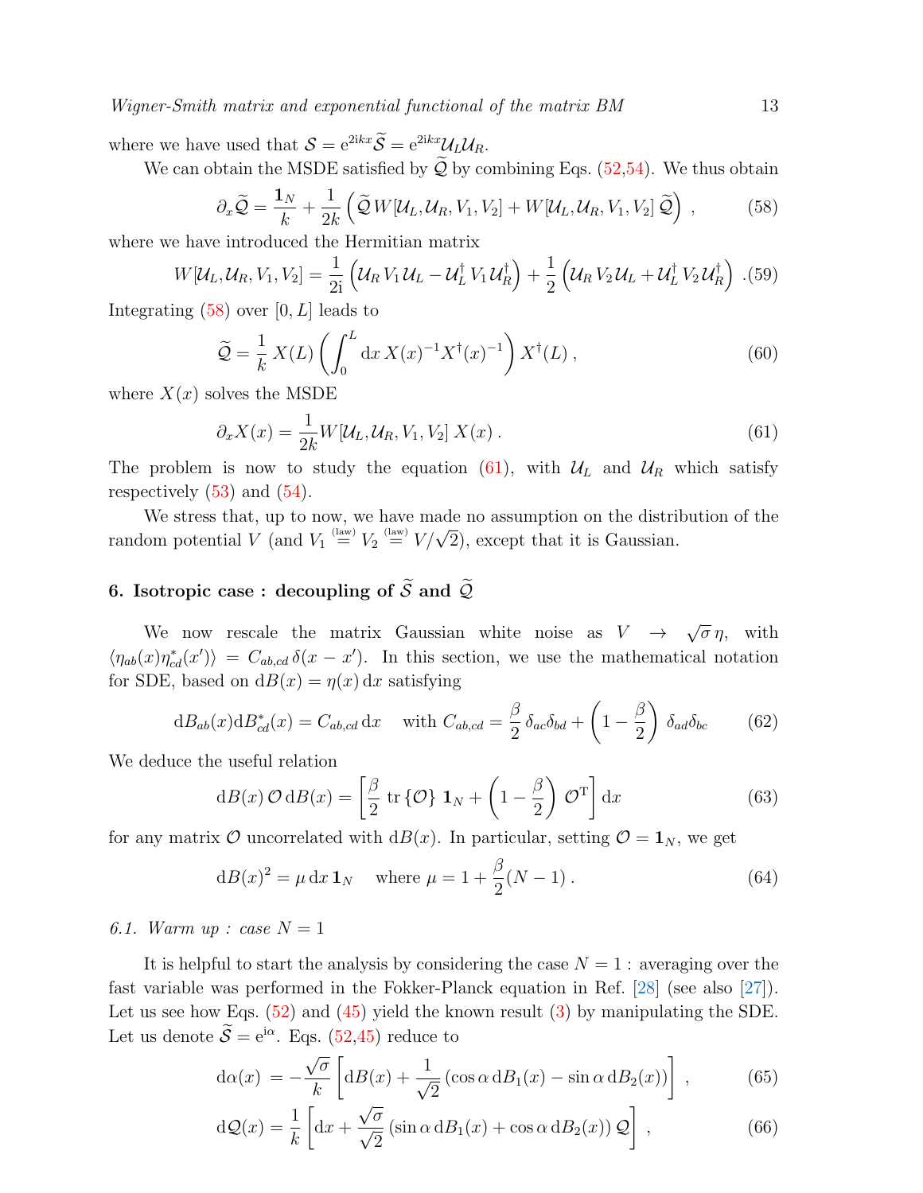where we have used that $\mathcal{S} = \mathrm{e}^{2\mathrm{i}kx}\widetilde{\mathcal{S}} = \mathrm{e}^{2\mathrm{i}kx}\mathcal{U}_L\mathcal{U}_R$.

We can obtain the MSDE satisfied by $\widetilde{\mathcal{Q}}$ by combining Eqs. (52,54). We thus obtain

$$\partial_x \widetilde{\mathcal{Q}} = \frac{\mathbf{1}_N}{k} + \frac{1}{2k}\left( \widetilde{\mathcal{Q}}\, W[\mathcal{U}_L, \mathcal{U}_R, V_1, V_2] + W[\mathcal{U}_L, \mathcal{U}_R, V_1, V_2]\, \widetilde{\mathcal{Q}} \right) , \tag{58}$$

where we have introduced the Hermitian matrix

$$W[\mathcal{U}_L, \mathcal{U}_R, V_1, V_2] = \frac{1}{2\mathrm{i}}\left( \mathcal{U}_R\, V_1\, \mathcal{U}_L - \mathcal{U}_L^\dagger\, V_1\, \mathcal{U}_R^\dagger \right) + \frac{1}{2}\left( \mathcal{U}_R\, V_2\, \mathcal{U}_L + \mathcal{U}_L^\dagger\, V_2\, \mathcal{U}_R^\dagger \right) . \tag{59}$$

Integrating (58) over $[0, L]$ leads to

$$\widetilde{\mathcal{Q}} = \frac{1}{k}\, X(L) \left( \int_0^L \mathrm{d}x\, X(x)^{-1} X^\dagger(x)^{-1} \right) X^\dagger(L) \,, \tag{60}$$

where $X(x)$ solves the MSDE

$$\partial_x X(x) = \frac{1}{2k} W[\mathcal{U}_L, \mathcal{U}_R, V_1, V_2]\, X(x) \,. \tag{61}$$

The problem is now to study the equation (61), with $\mathcal{U}_L$ and $\mathcal{U}_R$ which satisfy respectively (53) and (54).

We stress that, up to now, we have made no assumption on the distribution of the random potential $V$ (and $V_1 \overset{\text{(law)}}{=} V_2 \overset{\text{(law)}}{=} V/\sqrt{2}$), except that it is Gaussian.

## 6. Isotropic case : decoupling of $\widetilde{\mathcal{S}}$ and $\widetilde{\mathcal{Q}}$

We now rescale the matrix Gaussian white noise as $V \to \sqrt{\sigma}\,\eta$, with $\langle \eta_{ab}(x)\eta^*_{cd}(x')\rangle = C_{ab,cd}\,\delta(x - x')$. In this section, we use the mathematical notation for SDE, based on $\mathrm{d}B(x) = \eta(x)\,\mathrm{d}x$ satisfying

$$\mathrm{d}B_{ab}(x)\mathrm{d}B^*_{cd}(x) = C_{ab,cd}\,\mathrm{d}x \quad \text{with } C_{ab,cd} = \frac{\beta}{2}\,\delta_{ac}\delta_{bd} + \left(1 - \frac{\beta}{2}\right)\,\delta_{ad}\delta_{bc} \tag{62}$$

We deduce the useful relation

$$\mathrm{d}B(x)\,\mathcal{O}\,\mathrm{d}B(x) = \left[ \frac{\beta}{2}\,\mathrm{tr}\left\{\mathcal{O}\right\}\,\mathbf{1}_N + \left(1 - \frac{\beta}{2}\right)\,\mathcal{O}^{\mathrm{T}} \right] \mathrm{d}x \tag{63}$$

for any matrix $\mathcal{O}$ uncorrelated with $\mathrm{d}B(x)$. In particular, setting $\mathcal{O} = \mathbf{1}_N$, we get

$$\mathrm{d}B(x)^2 = \mu\,\mathrm{d}x\,\mathbf{1}_N \quad \text{where } \mu = 1 + \frac{\beta}{2}(N-1)\,. \tag{64}$$

### 6.1. Warm up : case $N = 1$

It is helpful to start the analysis by considering the case $N = 1$ : averaging over the fast variable was performed in the Fokker-Planck equation in Ref. [28] (see also [27]). Let us see how Eqs. (52) and (45) yield the known result (3) by manipulating the SDE. Let us denote $\widetilde{\mathcal{S}} = \mathrm{e}^{\mathrm{i}\alpha}$. Eqs. (52,45) reduce to

$$\mathrm{d}\alpha(x) = -\frac{\sqrt{\sigma}}{k}\left[ \mathrm{d}B(x) + \frac{1}{\sqrt{2}}\left(\cos\alpha\,\mathrm{d}B_1(x) - \sin\alpha\,\mathrm{d}B_2(x)\right) \right] , \tag{65}$$

$$\mathrm{d}\mathcal{Q}(x) = \frac{1}{k}\left[ \mathrm{d}x + \frac{\sqrt{\sigma}}{\sqrt{2}}\left(\sin\alpha\,\mathrm{d}B_1(x) + \cos\alpha\,\mathrm{d}B_2(x)\right)\mathcal{Q} \right] , \tag{66}$$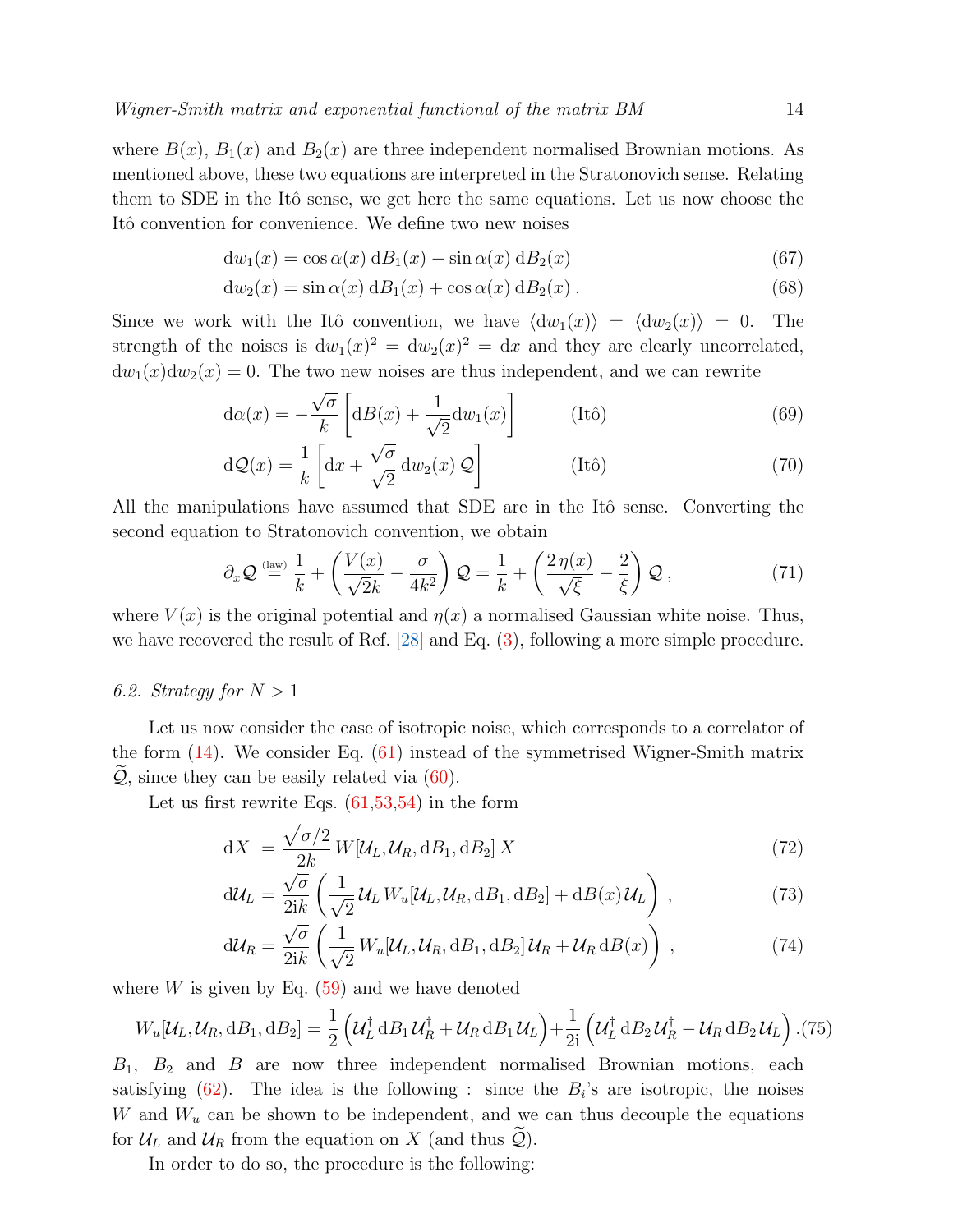where $B(x)$, $B_1(x)$ and $B_2(x)$ are three independent normalised Brownian motions. As mentioned above, these two equations are interpreted in the Stratonovich sense. Relating them to SDE in the Itô sense, we get here the same equations. Let us now choose the Itô convention for convenience. We define two new noises

$$\mathrm{d}w_1(x) = \cos\alpha(x)\,\mathrm{d}B_1(x) - \sin\alpha(x)\,\mathrm{d}B_2(x) \tag{67}$$

$$\mathrm{d}w_2(x) = \sin\alpha(x)\,\mathrm{d}B_1(x) + \cos\alpha(x)\,\mathrm{d}B_2(x)\,. \tag{68}$$

Since we work with the Itô convention, we have $\langle \mathrm{d}w_1(x)\rangle = \langle \mathrm{d}w_2(x)\rangle = 0$. The strength of the noises is $\mathrm{d}w_1(x)^2 = \mathrm{d}w_2(x)^2 = \mathrm{d}x$ and they are clearly uncorrelated, $\mathrm{d}w_1(x)\mathrm{d}w_2(x) = 0$. The two new noises are thus independent, and we can rewrite

$$\mathrm{d}\alpha(x) = -\frac{\sqrt{\sigma}}{k}\left[\mathrm{d}B(x) + \frac{1}{\sqrt{2}}\mathrm{d}w_1(x)\right] \qquad \text{(Itô)} \tag{69}$$

$$\mathrm{d}\mathcal{Q}(x) = \frac{1}{k}\left[\mathrm{d}x + \frac{\sqrt{\sigma}}{\sqrt{2}}\,\mathrm{d}w_2(x)\,\mathcal{Q}\right] \qquad \text{(Itô)} \tag{70}$$

All the manipulations have assumed that SDE are in the Itô sense. Converting the second equation to Stratonovich convention, we obtain

$$\partial_x \mathcal{Q} \overset{\text{(law)}}{=} \frac{1}{k} + \left(\frac{V(x)}{\sqrt{2}k} - \frac{\sigma}{4k^2}\right)\mathcal{Q} = \frac{1}{k} + \left(\frac{2\,\eta(x)}{\sqrt{\xi}} - \frac{2}{\xi}\right)\mathcal{Q}\,, \tag{71}$$

where $V(x)$ is the original potential and $\eta(x)$ a normalised Gaussian white noise. Thus, we have recovered the result of Ref. [28] and Eq. (3), following a more simple procedure.

### 6.2. Strategy for $N > 1$

Let us now consider the case of isotropic noise, which corresponds to a correlator of the form (14). We consider Eq. (61) instead of the symmetrised Wigner-Smith matrix $\widetilde{\mathcal{Q}}$, since they can be easily related via (60).

Let us first rewrite Eqs. (61,53,54) in the form

$$\mathrm{d}X = \frac{\sqrt{\sigma/2}}{2k}\,W[\mathcal{U}_L, \mathcal{U}_R, \mathrm{d}B_1, \mathrm{d}B_2]\,X \tag{72}$$

$$\mathrm{d}\mathcal{U}_L = \frac{\sqrt{\sigma}}{2\mathrm{i}k}\left(\frac{1}{\sqrt{2}}\mathcal{U}_L\,W_u[\mathcal{U}_L, \mathcal{U}_R, \mathrm{d}B_1, \mathrm{d}B_2] + \mathrm{d}B(x)\,\mathcal{U}_L\right)\,, \tag{73}$$

$$\mathrm{d}\mathcal{U}_R = \frac{\sqrt{\sigma}}{2\mathrm{i}k}\left(\frac{1}{\sqrt{2}}W_u[\mathcal{U}_L, \mathcal{U}_R, \mathrm{d}B_1, \mathrm{d}B_2]\,\mathcal{U}_R + \mathcal{U}_R\,\mathrm{d}B(x)\right)\,, \tag{74}$$

where $W$ is given by Eq. (59) and we have denoted

$$W_u[\mathcal{U}_L, \mathcal{U}_R, \mathrm{d}B_1, \mathrm{d}B_2] = \frac{1}{2}\left(\mathcal{U}_L^\dagger\,\mathrm{d}B_1\,\mathcal{U}_R^\dagger + \mathcal{U}_R\,\mathrm{d}B_1\,\mathcal{U}_L\right) + \frac{1}{2\mathrm{i}}\left(\mathcal{U}_L^\dagger\,\mathrm{d}B_2\,\mathcal{U}_R^\dagger - \mathcal{U}_R\,\mathrm{d}B_2\,\mathcal{U}_L\right). \tag{75}$$

$B_1$, $B_2$ and $B$ are now three independent normalised Brownian motions, each satisfying (62). The idea is the following : since the $B_i$'s are isotropic, the noises $W$ and $W_u$ can be shown to be independent, and we can thus decouple the equations for $\mathcal{U}_L$ and $\mathcal{U}_R$ from the equation on $X$ (and thus $\widetilde{\mathcal{Q}}$).

In order to do so, the procedure is the following: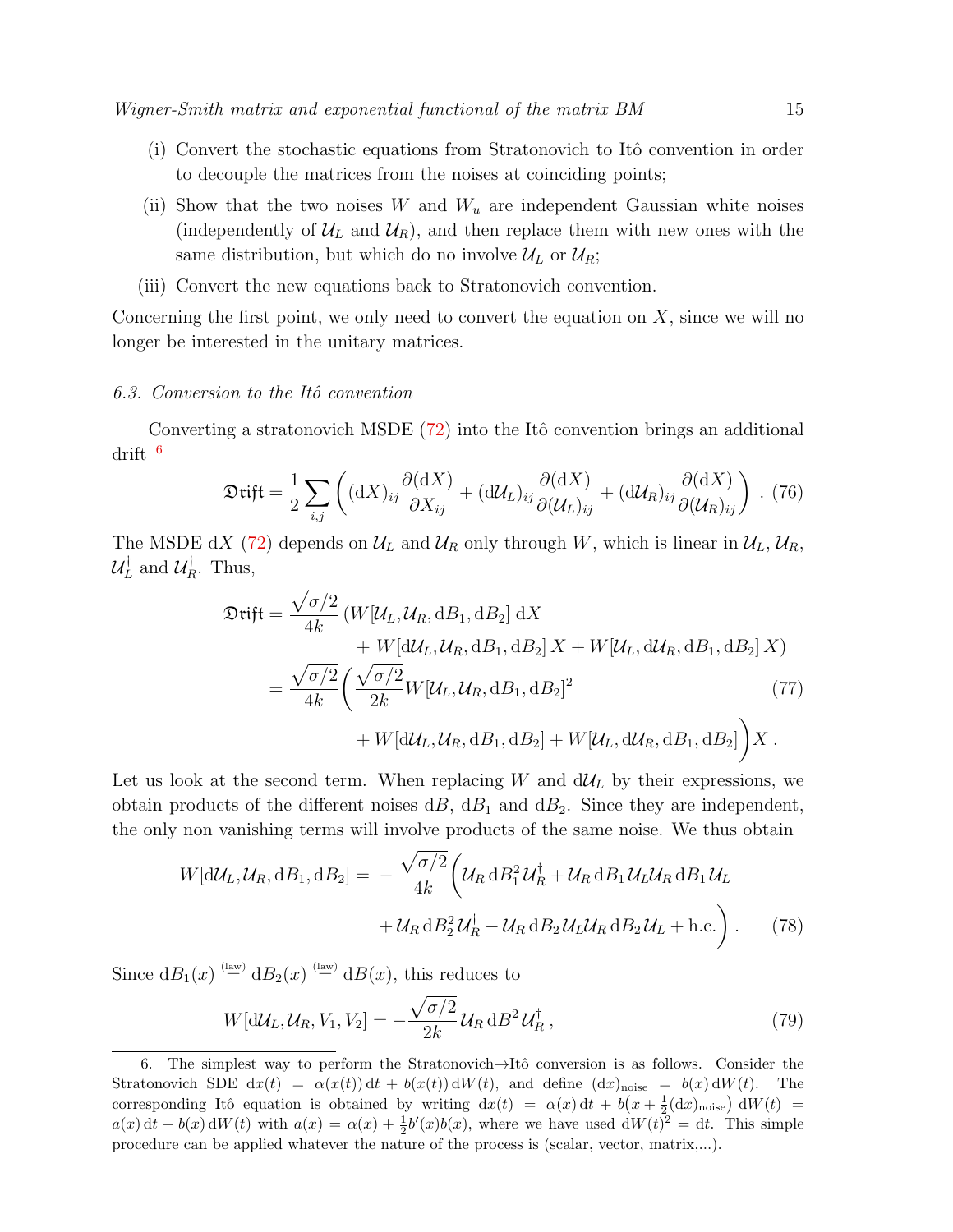(i) Convert the stochastic equations from Stratonovich to Itô convention in order to decouple the matrices from the noises at coinciding points;

(ii) Show that the two noises $W$ and $W_u$ are independent Gaussian white noises (independently of $\mathcal{U}_L$ and $\mathcal{U}_R$), and then replace them with new ones with the same distribution, but which do no involve $\mathcal{U}_L$ or $\mathcal{U}_R$;

(iii) Convert the new equations back to Stratonovich convention.

Concerning the first point, we only need to convert the equation on $X$, since we will no longer be interested in the unitary matrices.

### 6.3. Conversion to the Itô convention

Converting a stratonovich MSDE (72) into the Itô convention brings an additional drift [6]

$$\mathfrak{Drift} = \frac{1}{2}\sum_{i,j}\left((\mathrm{d}X)_{ij}\frac{\partial(\mathrm{d}X)}{\partial X_{ij}} + (\mathrm{d}\mathcal{U}_L)_{ij}\frac{\partial(\mathrm{d}X)}{\partial(\mathcal{U}_L)_{ij}} + (\mathrm{d}\mathcal{U}_R)_{ij}\frac{\partial(\mathrm{d}X)}{\partial(\mathcal{U}_R)_{ij}}\right) . \quad (76)$$

The MSDE $\mathrm{d}X$ (72) depends on $\mathcal{U}_L$ and $\mathcal{U}_R$ only through $W$, which is linear in $\mathcal{U}_L$, $\mathcal{U}_R$, $\mathcal{U}_L^\dagger$ and $\mathcal{U}_R^\dagger$. Thus,

$$\begin{aligned}
\mathfrak{Drift} &= \frac{\sqrt{\sigma/2}}{4k}\big(W[\mathcal{U}_L,\mathcal{U}_R,\mathrm{d}B_1,\mathrm{d}B_2]\,\mathrm{d}X \\
&\qquad + W[\mathrm{d}\mathcal{U}_L,\mathcal{U}_R,\mathrm{d}B_1,\mathrm{d}B_2]\,X + W[\mathcal{U}_L,\mathrm{d}\mathcal{U}_R,\mathrm{d}B_1,\mathrm{d}B_2]\,X\big) \\
&= \frac{\sqrt{\sigma/2}}{4k}\bigg(\frac{\sqrt{\sigma/2}}{2k}W[\mathcal{U}_L,\mathcal{U}_R,\mathrm{d}B_1,\mathrm{d}B_2]^2 \\
&\qquad + W[\mathrm{d}\mathcal{U}_L,\mathcal{U}_R,\mathrm{d}B_1,\mathrm{d}B_2] + W[\mathcal{U}_L,\mathrm{d}\mathcal{U}_R,\mathrm{d}B_1,\mathrm{d}B_2]\bigg)X\,.
\end{aligned} \quad (77)$$

Let us look at the second term. When replacing $W$ and $\mathrm{d}\mathcal{U}_L$ by their expressions, we obtain products of the different noises $\mathrm{d}B$, $\mathrm{d}B_1$ and $\mathrm{d}B_2$. Since they are independent, the only non vanishing terms will involve products of the same noise. We thus obtain

$$\begin{aligned}
W[\mathrm{d}\mathcal{U}_L,\mathcal{U}_R,\mathrm{d}B_1,\mathrm{d}B_2] = &-\frac{\sqrt{\sigma/2}}{4k}\Big(\mathcal{U}_R\,\mathrm{d}B_1^2\,\mathcal{U}_R^\dagger + \mathcal{U}_R\,\mathrm{d}B_1\,\mathcal{U}_L\mathcal{U}_R\,\mathrm{d}B_1\,\mathcal{U}_L \\
&+ \mathcal{U}_R\,\mathrm{d}B_2^2\,\mathcal{U}_R^\dagger - \mathcal{U}_R\,\mathrm{d}B_2\,\mathcal{U}_L\mathcal{U}_R\,\mathrm{d}B_2\,\mathcal{U}_L + \text{h.c.}\Big)\,.
\end{aligned} \quad (78)$$

Since $\mathrm{d}B_1(x) \overset{\text{(law)}}{=} \mathrm{d}B_2(x) \overset{\text{(law)}}{=} \mathrm{d}B(x)$, this reduces to

$$W[\mathrm{d}\mathcal{U}_L,\mathcal{U}_R,V_1,V_2] = -\frac{\sqrt{\sigma/2}}{2k}\,\mathcal{U}_R\,\mathrm{d}B^2\,\mathcal{U}_R^\dagger\,, \quad (79)$$

---

6. The simplest way to perform the Stratonovich→Itô conversion is as follows. Consider the Stratonovich SDE $\mathrm{d}x(t) = \alpha(x(t))\,\mathrm{d}t + b(x(t))\,\mathrm{d}W(t)$, and define $(\mathrm{d}x)_{\text{noise}} = b(x)\,\mathrm{d}W(t)$. The corresponding Itô equation is obtained by writing $\mathrm{d}x(t) = \alpha(x)\,\mathrm{d}t + b\big(x + \frac{1}{2}(\mathrm{d}x)_{\text{noise}}\big)\,\mathrm{d}W(t) = a(x)\,\mathrm{d}t + b(x)\,\mathrm{d}W(t)$ with $a(x) = \alpha(x) + \frac{1}{2}b'(x)b(x)$, where we have used $\mathrm{d}W(t)^2 = \mathrm{d}t$. This simple procedure can be applied whatever the nature of the process is (scalar, vector, matrix,...).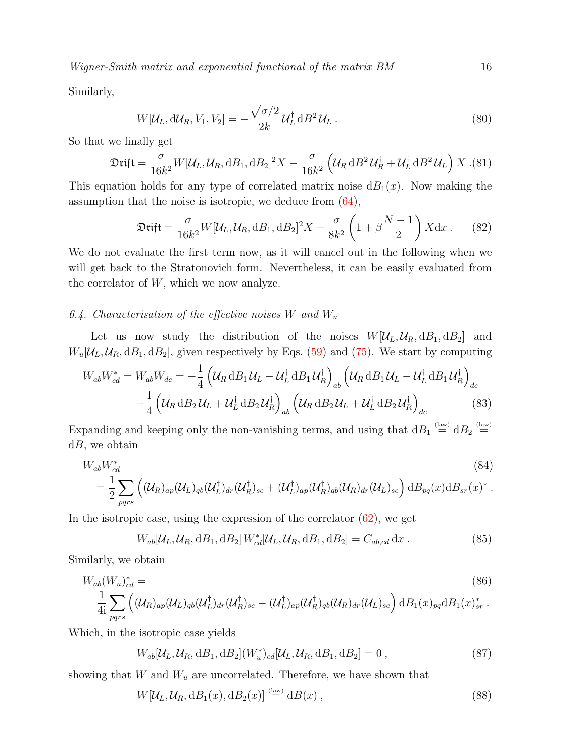Similarly,

$$W[\mathcal{U}_L, \mathrm{d}\mathcal{U}_R, V_1, V_2] = -\frac{\sqrt{\sigma/2}}{2k}\,\mathcal{U}_L^\dagger\,\mathrm{d}B^2\,\mathcal{U}_L\,. \tag{80}$$

So that we finally get

$$\mathfrak{Drift} = \frac{\sigma}{16k^2}W[\mathcal{U}_L,\mathcal{U}_R,\mathrm{d}B_1,\mathrm{d}B_2]^2X - \frac{\sigma}{16k^2}\left(\mathcal{U}_R\,\mathrm{d}B^2\,\mathcal{U}_R^\dagger + \mathcal{U}_L^\dagger\,\mathrm{d}B^2\,\mathcal{U}_L\right)X\,. \tag{81}$$

This equation holds for any type of correlated matrix noise $\mathrm{d}B_1(x)$. Now making the assumption that the noise is isotropic, we deduce from (64),

$$\mathfrak{Drift} = \frac{\sigma}{16k^2}W[\mathcal{U}_L,\mathcal{U}_R,\mathrm{d}B_1,\mathrm{d}B_2]^2X - \frac{\sigma}{8k^2}\left(1+\beta\frac{N-1}{2}\right)X\,\mathrm{d}x\,. \tag{82}$$

We do not evaluate the first term now, as it will cancel out in the following when we will get back to the Stratonovich form. Nevertheless, it can be easily evaluated from the correlator of $W$, which we now analyze.

### 6.4. Characterisation of the effective noises $W$ and $W_u$

Let us now study the distribution of the noises $W[\mathcal{U}_L,\mathcal{U}_R,\mathrm{d}B_1,\mathrm{d}B_2]$ and $W_u[\mathcal{U}_L,\mathcal{U}_R,\mathrm{d}B_1,\mathrm{d}B_2]$, given respectively by Eqs. (59) and (75). We start by computing

$$\begin{aligned}W_{ab}W_{cd}^* = W_{ab}W_{dc} = &-\frac{1}{4}\left(\mathcal{U}_R\,\mathrm{d}B_1\,\mathcal{U}_L - \mathcal{U}_L^\dagger\,\mathrm{d}B_1\,\mathcal{U}_R^\dagger\right)_{ab}\left(\mathcal{U}_R\,\mathrm{d}B_1\,\mathcal{U}_L - \mathcal{U}_L^\dagger\,\mathrm{d}B_1\,\mathcal{U}_R^\dagger\right)_{dc}\\ &+\frac{1}{4}\left(\mathcal{U}_R\,\mathrm{d}B_2\,\mathcal{U}_L + \mathcal{U}_L^\dagger\,\mathrm{d}B_2\,\mathcal{U}_R^\dagger\right)_{ab}\left(\mathcal{U}_R\,\mathrm{d}B_2\,\mathcal{U}_L + \mathcal{U}_L^\dagger\,\mathrm{d}B_2\,\mathcal{U}_R^\dagger\right)_{dc}\end{aligned} \tag{83}$$

Expanding and keeping only the non-vanishing terms, and using that $\mathrm{d}B_1 \overset{\text{(law)}}{=} \mathrm{d}B_2 \overset{\text{(law)}}{=} \mathrm{d}B$, we obtain

$$\begin{aligned}&W_{ab}W_{cd}^*\\ &= \frac{1}{2}\sum_{pqrs}\left((\mathcal{U}_R)_{ap}(\mathcal{U}_L)_{qb}(\mathcal{U}_L^\dagger)_{dr}(\mathcal{U}_R^\dagger)_{sc} + (\mathcal{U}_L^\dagger)_{ap}(\mathcal{U}_R^\dagger)_{qb}(\mathcal{U}_R)_{dr}(\mathcal{U}_L)_{sc}\right)\mathrm{d}B_{pq}(x)\mathrm{d}B_{sr}(x)^*\,.\end{aligned} \tag{84}$$

In the isotropic case, using the expression of the correlator (62), we get

$$W_{ab}[\mathcal{U}_L,\mathcal{U}_R,\mathrm{d}B_1,\mathrm{d}B_2]\,W_{cd}^*[\mathcal{U}_L,\mathcal{U}_R,\mathrm{d}B_1,\mathrm{d}B_2] = C_{ab,cd}\,\mathrm{d}x\,. \tag{85}$$

Similarly, we obtain

$$\begin{aligned}&W_{ab}(W_u)_{cd}^* =\\ &\frac{1}{4\mathrm{i}}\sum_{pqrs}\left((\mathcal{U}_R)_{ap}(\mathcal{U}_L)_{qb}(\mathcal{U}_L^\dagger)_{dr}(\mathcal{U}_R^\dagger)_{sc} - (\mathcal{U}_L^\dagger)_{ap}(\mathcal{U}_R^\dagger)_{qb}(\mathcal{U}_R)_{dr}(\mathcal{U}_L)_{sc}\right)\mathrm{d}B_1(x)_{pq}\mathrm{d}B_1(x)_{sr}^*\,.\end{aligned} \tag{86}$$

Which, in the isotropic case yields

$$W_{ab}[\mathcal{U}_L,\mathcal{U}_R,\mathrm{d}B_1,\mathrm{d}B_2](W_u^*)_{cd}[\mathcal{U}_L,\mathcal{U}_R,\mathrm{d}B_1,\mathrm{d}B_2] = 0\,, \tag{87}$$

showing that $W$ and $W_u$ are uncorrelated. Therefore, we have shown that

$$W[\mathcal{U}_L,\mathcal{U}_R,\mathrm{d}B_1(x),\mathrm{d}B_2(x)] \overset{\text{(law)}}{=} \mathrm{d}B(x)\,, \tag{88}$$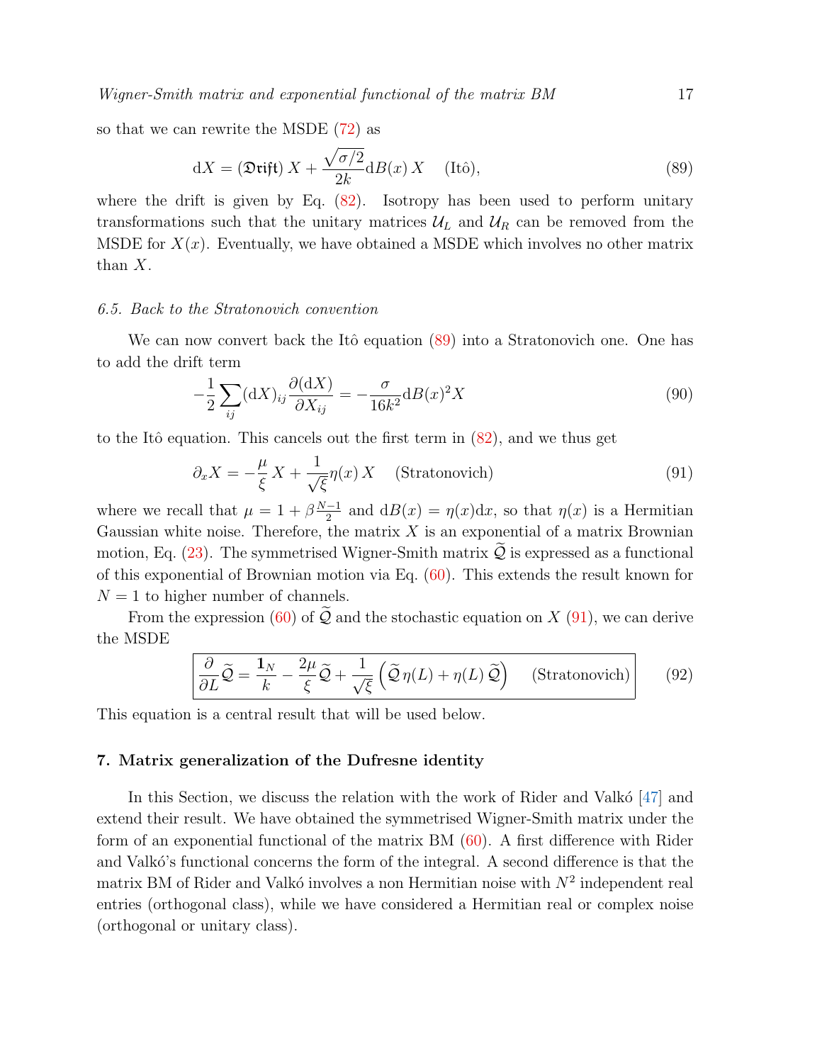so that we can rewrite the MSDE (72) as

$$\mathrm{d}X = (\mathfrak{Drift})\, X + \frac{\sqrt{\sigma/2}}{2k}\mathrm{d}B(x)\, X \quad \text{(Itô)}, \tag{89}$$

where the drift is given by Eq. (82). Isotropy has been used to perform unitary transformations such that the unitary matrices $\mathcal{U}_L$ and $\mathcal{U}_R$ can be removed from the MSDE for $X(x)$. Eventually, we have obtained a MSDE which involves no other matrix than $X$.

### 6.5. Back to the Stratonovich convention

We can now convert back the Itô equation (89) into a Stratonovich one. One has to add the drift term

$$-\frac{1}{2}\sum_{ij}(\mathrm{d}X)_{ij}\frac{\partial(\mathrm{d}X)}{\partial X_{ij}} = -\frac{\sigma}{16k^2}\mathrm{d}B(x)^2 X \tag{90}$$

to the Itô equation. This cancels out the first term in (82), and we thus get

$$\partial_x X = -\frac{\mu}{\xi}\, X + \frac{1}{\sqrt{\xi}}\eta(x)\, X \quad \text{(Stratonovich)} \tag{91}$$

where we recall that $\mu = 1 + \beta\frac{N-1}{2}$ and $\mathrm{d}B(x) = \eta(x)\mathrm{d}x$, so that $\eta(x)$ is a Hermitian Gaussian white noise. Therefore, the matrix $X$ is an exponential of a matrix Brownian motion, Eq. (23). The symmetrised Wigner-Smith matrix $\widetilde{\mathcal{Q}}$ is expressed as a functional of this exponential of Brownian motion via Eq. (60). This extends the result known for $N = 1$ to higher number of channels.

From the expression (60) of $\widetilde{\mathcal{Q}}$ and the stochastic equation on $X$ (91), we can derive the MSDE

$$\boxed{\frac{\partial}{\partial L}\widetilde{\mathcal{Q}} = \frac{\mathbf{1}_N}{k} - \frac{2\mu}{\xi}\widetilde{\mathcal{Q}} + \frac{1}{\sqrt{\xi}}\left(\widetilde{\mathcal{Q}}\,\eta(L) + \eta(L)\,\widetilde{\mathcal{Q}}\right) \quad \text{(Stratonovich)}} \tag{92}$$

This equation is a central result that will be used below.

## 7. Matrix generalization of the Dufresne identity

In this Section, we discuss the relation with the work of Rider and Valkó [47] and extend their result. We have obtained the symmetrised Wigner-Smith matrix under the form of an exponential functional of the matrix BM (60). A first difference with Rider and Valkó's functional concerns the form of the integral. A second difference is that the matrix BM of Rider and Valkó involves a non Hermitian noise with $N^2$ independent real entries (orthogonal class), while we have considered a Hermitian real or complex noise (orthogonal or unitary class).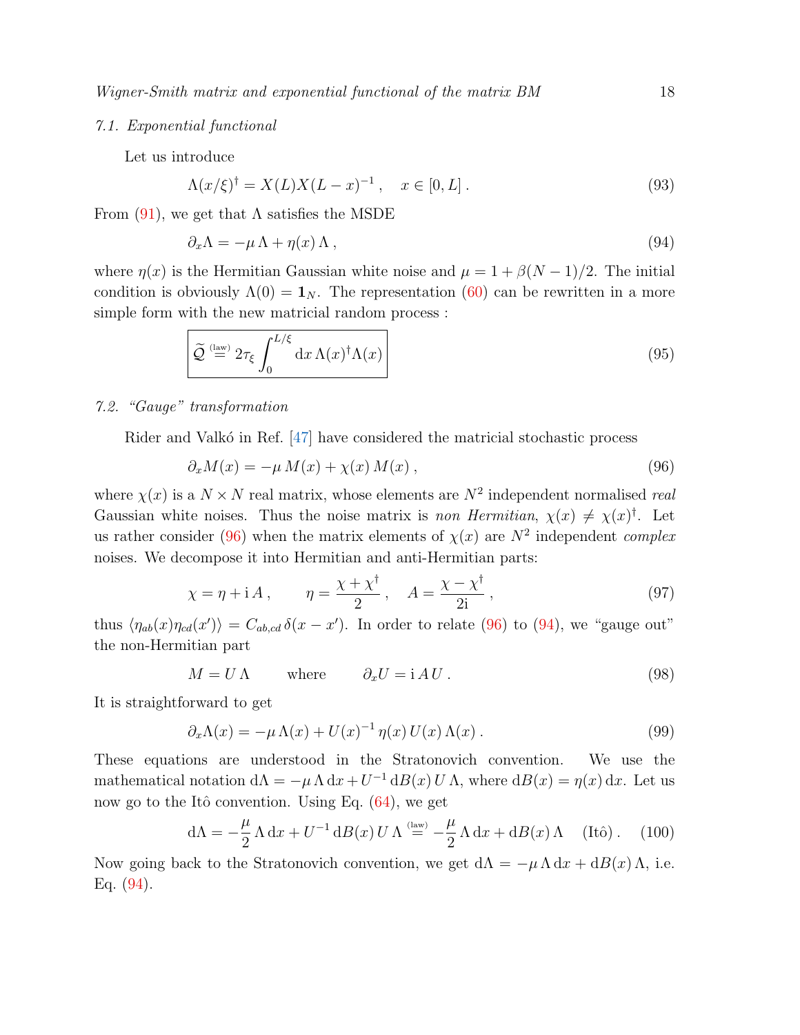### 7.1. Exponential functional

Let us introduce

$$\Lambda(x/\xi)^\dagger = X(L)X(L-x)^{-1}\,, \quad x\in[0,L]\,. \tag{93}$$

From (91), we get that $\Lambda$ satisfies the MSDE

$$\partial_x \Lambda = -\mu\,\Lambda + \eta(x)\,\Lambda\,, \tag{94}$$

where $\eta(x)$ is the Hermitian Gaussian white noise and $\mu = 1+\beta(N-1)/2$. The initial condition is obviously $\Lambda(0)=\mathbf{1}_N$. The representation (60) can be rewritten in a more simple form with the new matricial random process :

$$\boxed{\widetilde{\mathcal{Q}} \overset{\text{(law)}}{=} 2\tau_\xi \int_0^{L/\xi} \mathrm{d}x\,\Lambda(x)^\dagger\Lambda(x)} \tag{95}$$

### 7.2. "Gauge" transformation

Rider and Valkó in Ref. [47] have considered the matricial stochastic process

$$\partial_x M(x) = -\mu\,M(x) + \chi(x)\,M(x)\,, \tag{96}$$

where $\chi(x)$ is a $N\times N$ real matrix, whose elements are $N^2$ independent normalised *real* Gaussian white noises. Thus the noise matrix is *non Hermitian*, $\chi(x)\neq\chi(x)^\dagger$. Let us rather consider (96) when the matrix elements of $\chi(x)$ are $N^2$ independent *complex* noises. We decompose it into Hermitian and anti-Hermitian parts:

$$\chi = \eta + \mathrm{i}\,A\,, \qquad \eta = \frac{\chi+\chi^\dagger}{2}\,, \quad A = \frac{\chi-\chi^\dagger}{2\mathrm{i}}\,, \tag{97}$$

thus $\langle \eta_{ab}(x)\eta_{cd}(x')\rangle = C_{ab,cd}\,\delta(x-x')$. In order to relate (96) to (94), we "gauge out" the non-Hermitian part

$$M = U\,\Lambda \qquad \text{where} \qquad \partial_x U = \mathrm{i}\,A\,U\,. \tag{98}$$

It is straightforward to get

$$\partial_x \Lambda(x) = -\mu\,\Lambda(x) + U(x)^{-1}\,\eta(x)\,U(x)\,\Lambda(x)\,. \tag{99}$$

These equations are understood in the Stratonovich convention. We use the mathematical notation $\mathrm{d}\Lambda = -\mu\,\Lambda\,\mathrm{d}x + U^{-1}\,\mathrm{d}B(x)\,U\,\Lambda$, where $\mathrm{d}B(x) = \eta(x)\,\mathrm{d}x$. Let us now go to the Itô convention. Using Eq. (64), we get

$$\mathrm{d}\Lambda = -\frac{\mu}{2}\,\Lambda\,\mathrm{d}x + U^{-1}\,\mathrm{d}B(x)\,U\,\Lambda \overset{\text{(law)}}{=} -\frac{\mu}{2}\,\Lambda\,\mathrm{d}x + \mathrm{d}B(x)\,\Lambda \quad \text{(Itô)}\,. \tag{100}$$

Now going back to the Stratonovich convention, we get $\mathrm{d}\Lambda = -\mu\,\Lambda\,\mathrm{d}x + \mathrm{d}B(x)\,\Lambda$, i.e. Eq. (94).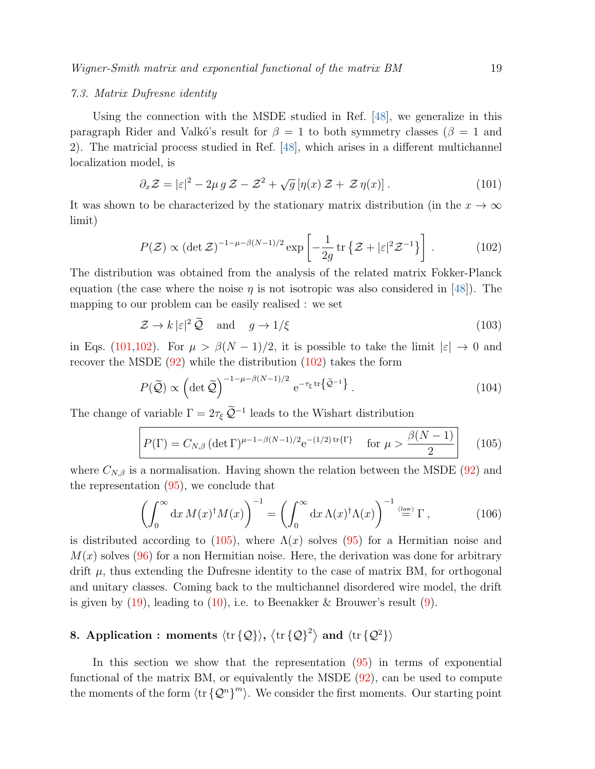### 7.3. Matrix Dufresne identity

Using the connection with the MSDE studied in Ref. [48], we generalize in this paragraph Rider and Valkó's result for $\beta = 1$ to both symmetry classes ($\beta = 1$ and 2). The matricial process studied in Ref. [48], which arises in a different multichannel localization model, is

$$\partial_x \mathcal{Z} = |\varepsilon|^2 - 2\mu\, g\, \mathcal{Z} - \mathcal{Z}^2 + \sqrt{g}\,[\eta(x)\,\mathcal{Z} + \mathcal{Z}\,\eta(x)]\,. \tag{101}$$

It was shown to be characterized by the stationary matrix distribution (in the $x \to \infty$ limit)

$$P(\mathcal{Z}) \propto (\det \mathcal{Z})^{-1-\mu-\beta(N-1)/2} \exp\left[-\frac{1}{2g}\,\mathrm{tr}\left\{\mathcal{Z} + |\varepsilon|^2 \mathcal{Z}^{-1}\right\}\right]\,. \tag{102}$$

The distribution was obtained from the analysis of the related matrix Fokker-Planck equation (the case where the noise $\eta$ is not isotropic was also considered in [48]). The mapping to our problem can be easily realised : we set

$$\mathcal{Z} \to k\,|\varepsilon|^2\,\widetilde{\mathcal{Q}} \quad \text{and} \quad g \to 1/\xi \tag{103}$$

in Eqs. (101,102). For $\mu > \beta(N-1)/2$, it is possible to take the limit $|\varepsilon| \to 0$ and recover the MSDE (92) while the distribution (102) takes the form

$$P(\widetilde{\mathcal{Q}}) \propto \left(\det \widetilde{\mathcal{Q}}\right)^{-1-\mu-\beta(N-1)/2}\, \mathrm{e}^{-\tau_\xi\,\mathrm{tr}\left\{\widetilde{\mathcal{Q}}^{-1}\right\}}\,. \tag{104}$$

The change of variable $\Gamma = 2\tau_\xi\,\widetilde{\mathcal{Q}}^{-1}$ leads to the Wishart distribution

$$\boxed{P(\Gamma) = C_{N,\beta}\,(\det \Gamma)^{\mu-1-\beta(N-1)/2}\mathrm{e}^{-(1/2)\,\mathrm{tr}\{\Gamma\}} \quad \text{for } \mu > \frac{\beta(N-1)}{2}} \tag{105}$$

where $C_{N,\beta}$ is a normalisation. Having shown the relation between the MSDE (92) and the representation (95), we conclude that

$$\left(\int_0^\infty \mathrm{d}x\, M(x)^\dagger M(x)\right)^{-1} = \left(\int_0^\infty \mathrm{d}x\, \Lambda(x)^\dagger \Lambda(x)\right)^{-1} \overset{\text{(law)}}{=} \Gamma\,, \tag{106}$$

is distributed according to (105), where $\Lambda(x)$ solves (95) for a Hermitian noise and $M(x)$ solves (96) for a non Hermitian noise. Here, the derivation was done for arbitrary drift $\mu$, thus extending the Dufresne identity to the case of matrix BM, for orthogonal and unitary classes. Coming back to the multichannel disordered wire model, the drift is given by (19), leading to (10), i.e. to Beenakker & Brouwer's result (9).

## 8. Application : moments $\langle \mathrm{tr}\{\mathcal{Q}\}\rangle$, $\langle \mathrm{tr}\{\mathcal{Q}\}^2\rangle$ and $\langle \mathrm{tr}\{\mathcal{Q}^2\}\rangle$

In this section we show that the representation (95) in terms of exponential functional of the matrix BM, or equivalently the MSDE (92), can be used to compute the moments of the form $\langle \mathrm{tr}\{\mathcal{Q}^n\}^m\rangle$. We consider the first moments. Our starting point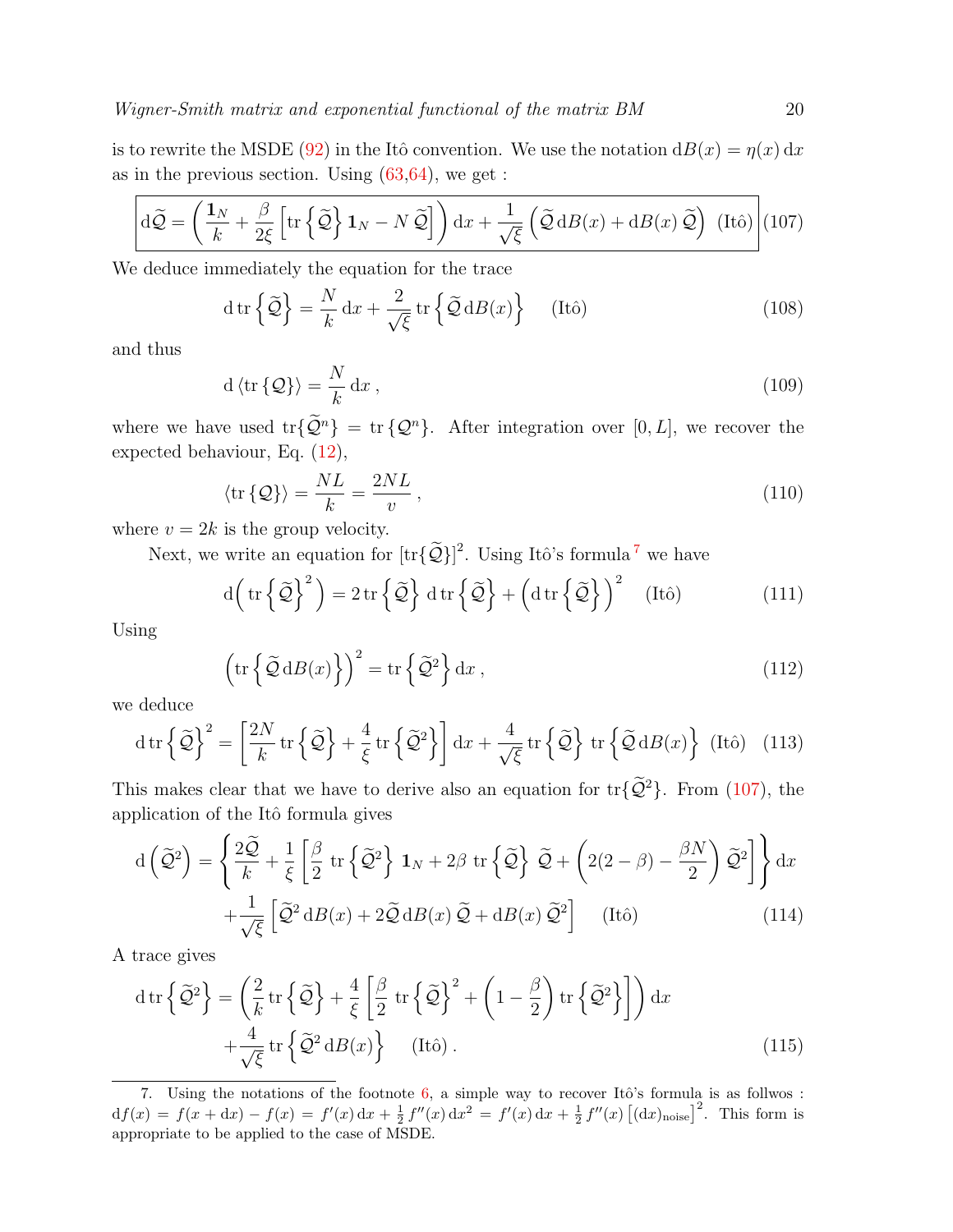is to rewrite the MSDE (92) in the Itô convention. We use the notation $\mathrm{d}B(x) = \eta(x)\,\mathrm{d}x$ as in the previous section. Using (63,64), we get :

$$
\boxed{\mathrm{d}\widetilde{\mathcal{Q}} = \left( \frac{\mathbf{1}_N}{k} + \frac{\beta}{2\xi}\left[ \mathrm{tr}\left\{\widetilde{\mathcal{Q}}\right\} \mathbf{1}_N - N\,\widetilde{\mathcal{Q}} \right] \right) \mathrm{d}x + \frac{1}{\sqrt{\xi}} \left( \widetilde{\mathcal{Q}}\,\mathrm{d}B(x) + \mathrm{d}B(x)\,\widetilde{\mathcal{Q}} \right) \ \ (\text{Itô})} \tag{107}
$$

We deduce immediately the equation for the trace

$$
\mathrm{d}\,\mathrm{tr}\left\{\widetilde{\mathcal{Q}}\right\} = \frac{N}{k}\,\mathrm{d}x + \frac{2}{\sqrt{\xi}}\,\mathrm{tr}\left\{\widetilde{\mathcal{Q}}\,\mathrm{d}B(x)\right\} \qquad (\text{Itô}) \tag{108}
$$

and thus

$$
\mathrm{d}\left\langle \mathrm{tr}\left\{\mathcal{Q}\right\} \right\rangle = \frac{N}{k}\,\mathrm{d}x\,, \tag{109}
$$

where we have used $\mathrm{tr}\{\widetilde{\mathcal{Q}}^n\} = \mathrm{tr}\left\{\mathcal{Q}^n\right\}$. After integration over $[0, L]$, we recover the expected behaviour, Eq. (12),

$$
\left\langle \mathrm{tr}\left\{\mathcal{Q}\right\} \right\rangle = \frac{NL}{k} = \frac{2NL}{v}\,, \tag{110}
$$

where $v = 2k$ is the group velocity.

Next, we write an equation for $[\mathrm{tr}\{\widetilde{\mathcal{Q}}\}]^2$. Using Itô's formula[7] we have

$$
\mathrm{d}\Big( \mathrm{tr}\left\{\widetilde{\mathcal{Q}}\right\}^2 \Big) = 2\,\mathrm{tr}\left\{\widetilde{\mathcal{Q}}\right\}\,\mathrm{d}\,\mathrm{tr}\left\{\widetilde{\mathcal{Q}}\right\} + \Big( \mathrm{d}\,\mathrm{tr}\left\{\widetilde{\mathcal{Q}}\right\} \Big)^2 \quad (\text{Itô}) \tag{111}
$$

Using

$$
\Big( \mathrm{tr}\left\{\widetilde{\mathcal{Q}}\,\mathrm{d}B(x)\right\} \Big)^2 = \mathrm{tr}\left\{\widetilde{\mathcal{Q}}^2\right\}\mathrm{d}x\,, \tag{112}
$$

we deduce

$$
\mathrm{d}\,\mathrm{tr}\left\{\widetilde{\mathcal{Q}}\right\}^2 = \left[ \frac{2N}{k}\,\mathrm{tr}\left\{\widetilde{\mathcal{Q}}\right\} + \frac{4}{\xi}\,\mathrm{tr}\left\{\widetilde{\mathcal{Q}}^2\right\} \right] \mathrm{d}x + \frac{4}{\sqrt{\xi}}\,\mathrm{tr}\left\{\widetilde{\mathcal{Q}}\right\}\,\mathrm{tr}\left\{\widetilde{\mathcal{Q}}\,\mathrm{d}B(x)\right\} \ \ (\text{Itô}) \tag{113}
$$

This makes clear that we have to derive also an equation for $\mathrm{tr}\{\widetilde{\mathcal{Q}}^2\}$. From (107), the application of the Itô formula gives

$$
\begin{aligned}
\mathrm{d}\left(\widetilde{\mathcal{Q}}^2\right) = &\left\{ \frac{2\widetilde{\mathcal{Q}}}{k} + \frac{1}{\xi}\left[ \frac{\beta}{2}\,\mathrm{tr}\left\{\widetilde{\mathcal{Q}}^2\right\}\mathbf{1}_N + 2\beta\,\mathrm{tr}\left\{\widetilde{\mathcal{Q}}\right\}\,\widetilde{\mathcal{Q}} + \left( 2(2-\beta) - \frac{\beta N}{2} \right) \widetilde{\mathcal{Q}}^2 \right] \right\} \mathrm{d}x \\
&+ \frac{1}{\sqrt{\xi}}\left[ \widetilde{\mathcal{Q}}^2\,\mathrm{d}B(x) + 2\widetilde{\mathcal{Q}}\,\mathrm{d}B(x)\,\widetilde{\mathcal{Q}} + \mathrm{d}B(x)\,\widetilde{\mathcal{Q}}^2 \right] \qquad (\text{Itô})
\end{aligned} \tag{114}
$$

A trace gives

$$
\begin{aligned}
\mathrm{d}\,\mathrm{tr}\left\{\widetilde{\mathcal{Q}}^2\right\} = &\left( \frac{2}{k}\,\mathrm{tr}\left\{\widetilde{\mathcal{Q}}\right\} + \frac{4}{\xi}\left[ \frac{\beta}{2}\,\mathrm{tr}\left\{\widetilde{\mathcal{Q}}\right\}^2 + \left(1 - \frac{\beta}{2}\right)\mathrm{tr}\left\{\widetilde{\mathcal{Q}}^2\right\} \right] \right) \mathrm{d}x \\
&+ \frac{4}{\sqrt{\xi}}\,\mathrm{tr}\left\{\widetilde{\mathcal{Q}}^2\,\mathrm{d}B(x)\right\} \qquad (\text{Itô})\,.
\end{aligned} \tag{115}
$$

---

7. Using the notations of the footnote 6, a simple way to recover Itô's formula is as follwos : $\mathrm{d}f(x) = f(x+\mathrm{d}x) - f(x) = f'(x)\,\mathrm{d}x + \frac{1}{2}f''(x)\,\mathrm{d}x^2 = f'(x)\,\mathrm{d}x + \frac{1}{2}f''(x)\left[(\mathrm{d}x)_{\text{noise}}\right]^2$. This form is appropriate to be applied to the case of MSDE.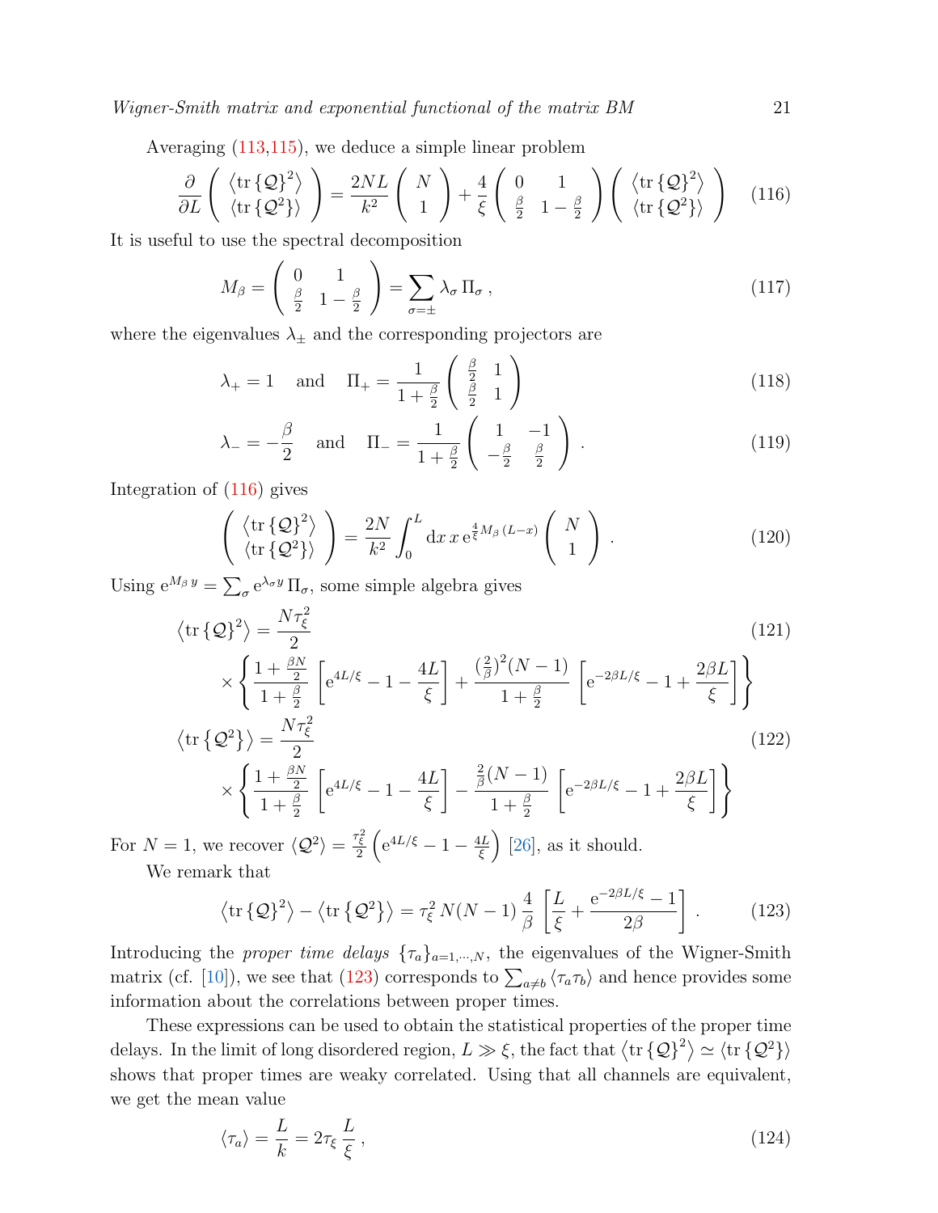Averaging (113,115), we deduce a simple linear problem

$$\frac{\partial}{\partial L}\begin{pmatrix} \langle \mathrm{tr}\,\{\mathcal{Q}\}^2\rangle \\ \langle \mathrm{tr}\,\{\mathcal{Q}^2\}\rangle \end{pmatrix} = \frac{2NL}{k^2}\begin{pmatrix} N \\ 1 \end{pmatrix} + \frac{4}{\xi}\begin{pmatrix} 0 & 1 \\ \frac{\beta}{2} & 1-\frac{\beta}{2} \end{pmatrix}\begin{pmatrix} \langle \mathrm{tr}\,\{\mathcal{Q}\}^2\rangle \\ \langle \mathrm{tr}\,\{\mathcal{Q}^2\}\rangle \end{pmatrix} \tag{116}$$

It is useful to use the spectral decomposition

$$M_\beta = \begin{pmatrix} 0 & 1 \\ \frac{\beta}{2} & 1-\frac{\beta}{2} \end{pmatrix} = \sum_{\sigma=\pm} \lambda_\sigma\, \Pi_\sigma\,, \tag{117}$$

where the eigenvalues $\lambda_\pm$ and the corresponding projectors are

$$\lambda_+ = 1 \quad \text{and} \quad \Pi_+ = \frac{1}{1+\frac{\beta}{2}}\begin{pmatrix} \frac{\beta}{2} & 1 \\ \frac{\beta}{2} & 1 \end{pmatrix} \tag{118}$$

$$\lambda_- = -\frac{\beta}{2} \quad \text{and} \quad \Pi_- = \frac{1}{1+\frac{\beta}{2}}\begin{pmatrix} 1 & -1 \\ -\frac{\beta}{2} & \frac{\beta}{2} \end{pmatrix}\,. \tag{119}$$

Integration of (116) gives

$$\begin{pmatrix} \langle \mathrm{tr}\,\{\mathcal{Q}\}^2\rangle \\ \langle \mathrm{tr}\,\{\mathcal{Q}^2\}\rangle \end{pmatrix} = \frac{2N}{k^2}\int_0^L \mathrm{d}x\, x\, \mathrm{e}^{\frac{4}{\xi}M_\beta\,(L-x)}\begin{pmatrix} N \\ 1 \end{pmatrix}\,. \tag{120}$$

Using $\mathrm{e}^{M_\beta\, y} = \sum_\sigma \mathrm{e}^{\lambda_\sigma y}\,\Pi_\sigma$, some simple algebra gives

$$\langle \mathrm{tr}\,\{\mathcal{Q}\}^2\rangle = \frac{N\tau_\xi^2}{2} \tag{121}$$
$$\times\left\{\frac{1+\frac{\beta N}{2}}{1+\frac{\beta}{2}}\left[\mathrm{e}^{4L/\xi}-1-\frac{4L}{\xi}\right] + \frac{(\frac{2}{\beta})^2(N-1)}{1+\frac{\beta}{2}}\left[\mathrm{e}^{-2\beta L/\xi}-1+\frac{2\beta L}{\xi}\right]\right\}$$

$$\langle \mathrm{tr}\,\{\mathcal{Q}^2\}\rangle = \frac{N\tau_\xi^2}{2} \tag{122}$$
$$\times\left\{\frac{1+\frac{\beta N}{2}}{1+\frac{\beta}{2}}\left[\mathrm{e}^{4L/\xi}-1-\frac{4L}{\xi}\right] - \frac{\frac{2}{\beta}(N-1)}{1+\frac{\beta}{2}}\left[\mathrm{e}^{-2\beta L/\xi}-1+\frac{2\beta L}{\xi}\right]\right\}$$

For $N=1$, we recover $\langle \mathcal{Q}^2\rangle = \frac{\tau_\xi^2}{2}\left(\mathrm{e}^{4L/\xi}-1-\frac{4L}{\xi}\right)$ [26], as it should.

We remark that

$$\langle \mathrm{tr}\,\{\mathcal{Q}\}^2\rangle - \langle \mathrm{tr}\,\{\mathcal{Q}^2\}\rangle = \tau_\xi^2\, N(N-1)\,\frac{4}{\beta}\left[\frac{L}{\xi}+\frac{\mathrm{e}^{-2\beta L/\xi}-1}{2\beta}\right]\,. \tag{123}$$

Introducing the *proper time delays* $\{\tau_a\}_{a=1,\cdots,N}$, the eigenvalues of the Wigner-Smith matrix (cf. [10]), we see that (123) corresponds to $\sum_{a\neq b}\langle\tau_a\tau_b\rangle$ and hence provides some information about the correlations between proper times.

These expressions can be used to obtain the statistical properties of the proper time delays. In the limit of long disordered region, $L \gg \xi$, the fact that $\langle \mathrm{tr}\,\{\mathcal{Q}\}^2\rangle \simeq \langle \mathrm{tr}\,\{\mathcal{Q}^2\}\rangle$ shows that proper times are weaky correlated. Using that all channels are equivalent, we get the mean value

$$\langle \tau_a \rangle = \frac{L}{k} = 2\tau_\xi\,\frac{L}{\xi}\,, \tag{124}$$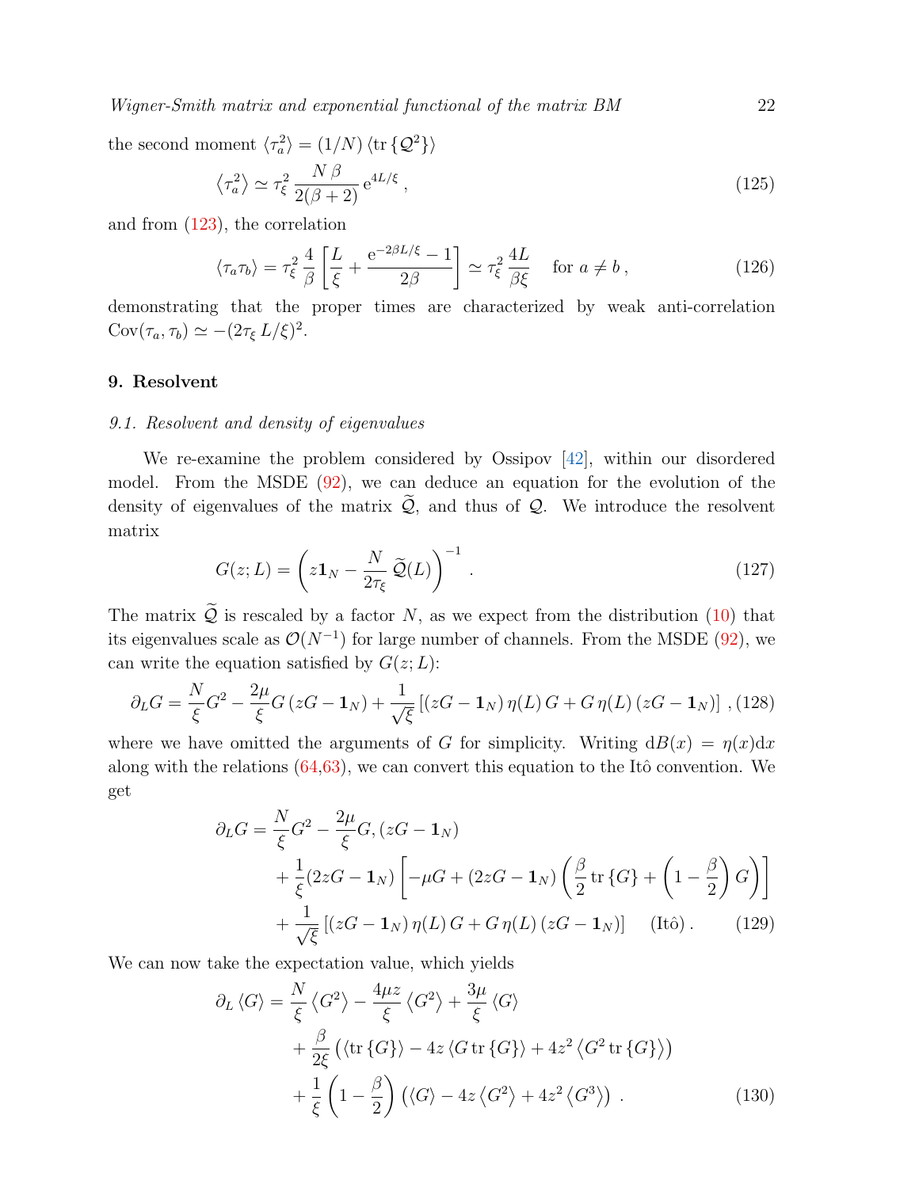the second moment $\langle \tau_a^2 \rangle = (1/N)\left\langle \mathrm{tr}\left\{\mathcal{Q}^2\right\}\right\rangle$

$$\left\langle \tau_a^2 \right\rangle \simeq \tau_\xi^2 \, \frac{N\,\beta}{2(\beta+2)}\, \mathrm{e}^{4L/\xi} \,, \tag{125}$$

and from (123), the correlation

$$\langle \tau_a \tau_b \rangle = \tau_\xi^2 \, \frac{4}{\beta}\left[\frac{L}{\xi} + \frac{\mathrm{e}^{-2\beta L/\xi} - 1}{2\beta}\right] \simeq \tau_\xi^2 \, \frac{4L}{\beta\xi} \quad \text{for } a \neq b \,, \tag{126}$$

demonstrating that the proper times are characterized by weak anti-correlation $\mathrm{Cov}(\tau_a, \tau_b) \simeq -(2\tau_\xi \, L/\xi)^2$.

## 9. Resolvent

### 9.1. Resolvent and density of eigenvalues

We re-examine the problem considered by Ossipov [42], within our disordered model. From the MSDE (92), we can deduce an equation for the evolution of the density of eigenvalues of the matrix $\widetilde{\mathcal{Q}}$, and thus of $\mathcal{Q}$. We introduce the resolvent matrix

$$G(z;L) = \left( z\mathbf{1}_N - \frac{N}{2\tau_\xi}\, \widetilde{\mathcal{Q}}(L) \right)^{-1} \,. \tag{127}$$

The matrix $\widetilde{\mathcal{Q}}$ is rescaled by a factor $N$, as we expect from the distribution (10) that its eigenvalues scale as $\mathcal{O}(N^{-1})$ for large number of channels. From the MSDE (92), we can write the equation satisfied by $G(z;L)$:

$$\partial_L G = \frac{N}{\xi} G^2 - \frac{2\mu}{\xi} G\,(zG - \mathbf{1}_N) + \frac{1}{\sqrt{\xi}}\left[(zG - \mathbf{1}_N)\,\eta(L)\,G + G\,\eta(L)\,(zG - \mathbf{1}_N)\right] , \tag{128}$$

where we have omitted the arguments of $G$ for simplicity. Writing $\mathrm{d}B(x) = \eta(x)\mathrm{d}x$ along with the relations (64,63), we can convert this equation to the Itô convention. We get

$$\begin{aligned}
\partial_L G = {} & \frac{N}{\xi} G^2 - \frac{2\mu}{\xi} G, (zG - \mathbf{1}_N) \\
& + \frac{1}{\xi}(2zG - \mathbf{1}_N)\left[-\mu G + (2zG - \mathbf{1}_N)\left(\frac{\beta}{2}\,\mathrm{tr}\left\{G\right\} + \left(1 - \frac{\beta}{2}\right) G\right)\right] \\
& + \frac{1}{\sqrt{\xi}}\left[(zG - \mathbf{1}_N)\,\eta(L)\,G + G\,\eta(L)\,(zG - \mathbf{1}_N)\right] \quad \text{(Itô)} \,.
\end{aligned} \tag{129}$$

We can now take the expectation value, which yields

$$\begin{aligned}
\partial_L \langle G \rangle = {} & \frac{N}{\xi}\left\langle G^2 \right\rangle - \frac{4\mu z}{\xi}\left\langle G^2 \right\rangle + \frac{3\mu}{\xi}\langle G \rangle \\
& + \frac{\beta}{2\xi}\left(\langle \mathrm{tr}\left\{G\right\}\rangle - 4z\,\langle G\,\mathrm{tr}\left\{G\right\}\rangle + 4z^2\left\langle G^2\,\mathrm{tr}\left\{G\right\}\right\rangle\right) \\
& + \frac{1}{\xi}\left(1 - \frac{\beta}{2}\right)\left(\langle G \rangle - 4z\left\langle G^2 \right\rangle + 4z^2\left\langle G^3 \right\rangle\right) \,.
\end{aligned} \tag{130}$$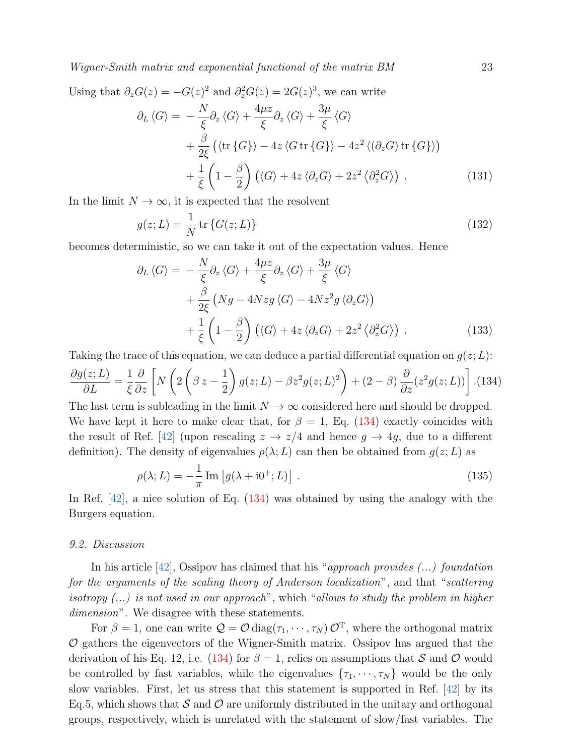Using that $\partial_z G(z) = -G(z)^2$ and $\partial_z^2 G(z) = 2G(z)^3$, we can write

$$
\begin{aligned}
\partial_L \langle G \rangle = & -\frac{N}{\xi}\partial_z \langle G \rangle + \frac{4\mu z}{\xi}\partial_z \langle G \rangle + \frac{3\mu}{\xi}\langle G \rangle \\
& + \frac{\beta}{2\xi}\left(\langle \mathrm{tr}\{G\}\rangle - 4z\,\langle G\,\mathrm{tr}\{G\}\rangle - 4z^2\,\langle (\partial_z G)\,\mathrm{tr}\{G\}\rangle\right) \\
& + \frac{1}{\xi}\left(1 - \frac{\beta}{2}\right)\left(\langle G \rangle + 4z\,\langle \partial_z G \rangle + 2z^2\,\langle \partial_z^2 G \rangle\right) \, .
\end{aligned}
\tag{131}
$$

In the limit $N \to \infty$, it is expected that the resolvent

$$
g(z;L) = \frac{1}{N}\,\mathrm{tr}\{G(z;L)\}
\tag{132}
$$

becomes deterministic, so we can take it out of the expectation values. Hence

$$
\begin{aligned}
\partial_L \langle G \rangle = & -\frac{N}{\xi}\partial_z \langle G \rangle + \frac{4\mu z}{\xi}\partial_z \langle G \rangle + \frac{3\mu}{\xi}\langle G \rangle \\
& + \frac{\beta}{2\xi}\left(Ng - 4Nzg\,\langle G \rangle - 4Nz^2 g\,\langle \partial_z G \rangle\right) \\
& + \frac{1}{\xi}\left(1 - \frac{\beta}{2}\right)\left(\langle G \rangle + 4z\,\langle \partial_z G \rangle + 2z^2\,\langle \partial_z^2 G \rangle\right) \, .
\end{aligned}
\tag{133}
$$

Taking the trace of this equation, we can deduce a partial differential equation on $g(z;L)$:

$$
\frac{\partial g(z;L)}{\partial L} = \frac{1}{\xi}\frac{\partial}{\partial z}\left[N\left(2\left(\beta\,z - \frac{1}{2}\right)g(z;L) - \beta z^2 g(z;L)^2\right) + (2-\beta)\,\frac{\partial}{\partial z}(z^2 g(z;L))\right] . \tag{134}
$$

The last term is subleading in the limit $N \to \infty$ considered here and should be dropped. We have kept it here to make clear that, for $\beta = 1$, Eq. (134) exactly coincides with the result of Ref. [42] (upon rescaling $z \to z/4$ and hence $g \to 4g$, due to a different definition). The density of eigenvalues $\rho(\lambda;L)$ can then be obtained from $g(z;L)$ as

$$
\rho(\lambda;L) = -\frac{1}{\pi}\,\mathrm{Im}\left[g(\lambda + \mathrm{i}0^+;L)\right] \, .
\tag{135}
$$

In Ref. [42], a nice solution of Eq. (134) was obtained by using the analogy with the Burgers equation.

### 9.2. Discussion

In his article [42], Ossipov has claimed that his "*approach provides (...) foundation for the arguments of the scaling theory of Anderson localization*", and that "*scattering isotropy (...) is not used in our approach*", which "*allows to study the problem in higher dimension*". We disagree with these statements.

For $\beta = 1$, one can write $\mathcal{Q} = \mathcal{O}\,\mathrm{diag}(\tau_1, \cdots, \tau_N)\,\mathcal{O}^{\mathrm{T}}$, where the orthogonal matrix $\mathcal{O}$ gathers the eigenvectors of the Wigner-Smith matrix. Ossipov has argued that the derivation of his Eq. 12, i.e. (134) for $\beta = 1$, relies on assumptions that $\mathcal{S}$ and $\mathcal{O}$ would be controlled by fast variables, while the eigenvalues $\{\tau_1, \cdots, \tau_N\}$ would be the only slow variables. First, let us stress that this statement is supported in Ref. [42] by its Eq.5, which shows that $\mathcal{S}$ and $\mathcal{O}$ are uniformly distributed in the unitary and orthogonal groups, respectively, which is unrelated with the statement of slow/fast variables. The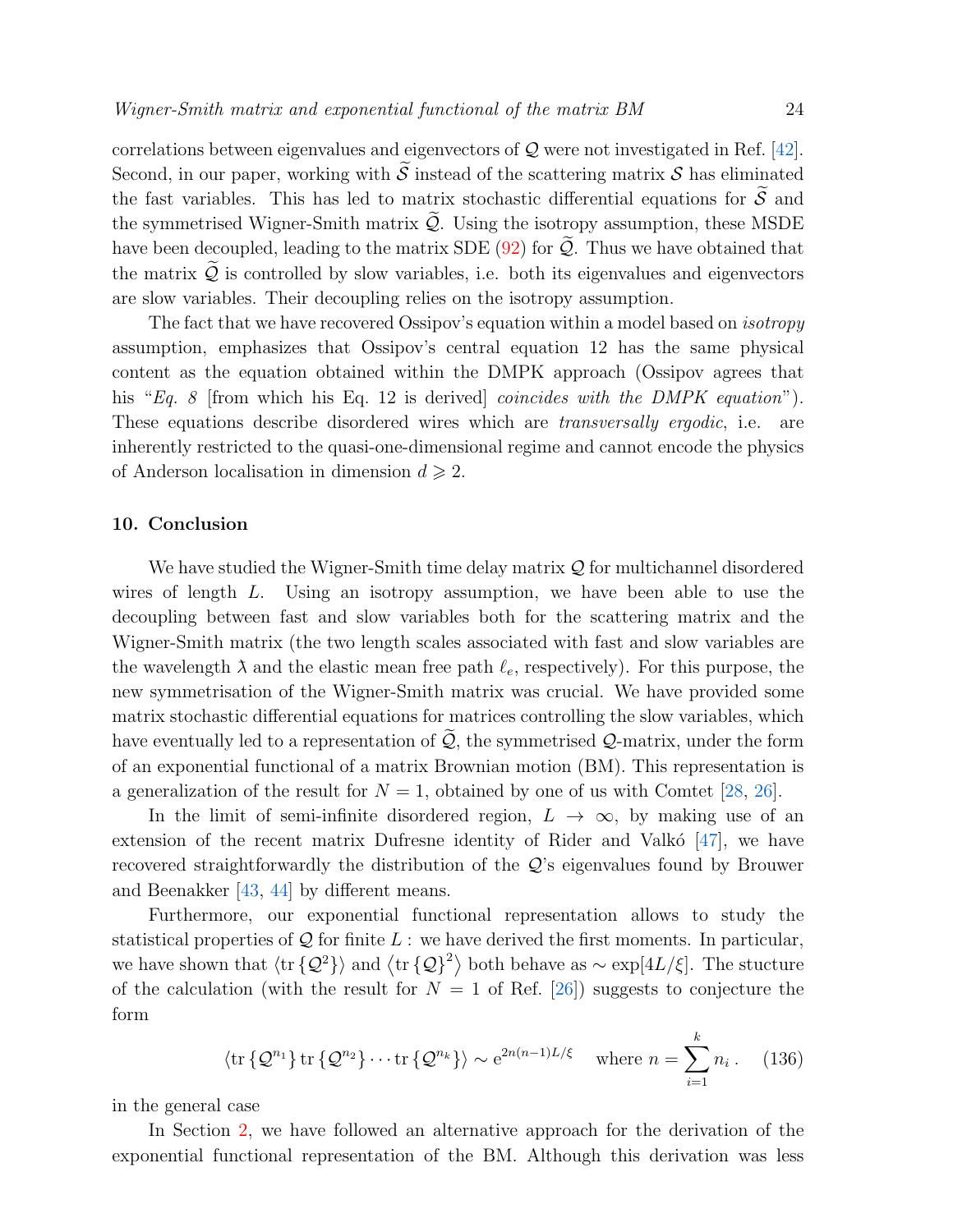correlations between eigenvalues and eigenvectors of $\mathcal{Q}$ were not investigated in Ref. [42]. Second, in our paper, working with $\widetilde{\mathcal{S}}$ instead of the scattering matrix $\mathcal{S}$ has eliminated the fast variables. This has led to matrix stochastic differential equations for $\widetilde{\mathcal{S}}$ and the symmetrised Wigner-Smith matrix $\widetilde{\mathcal{Q}}$. Using the isotropy assumption, these MSDE have been decoupled, leading to the matrix SDE (92) for $\widetilde{\mathcal{Q}}$. Thus we have obtained that the matrix $\widetilde{\mathcal{Q}}$ is controlled by slow variables, i.e. both its eigenvalues and eigenvectors are slow variables. Their decoupling relies on the isotropy assumption.

The fact that we have recovered Ossipov's equation within a model based on *isotropy* assumption, emphasizes that Ossipov's central equation 12 has the same physical content as the equation obtained within the DMPK approach (Ossipov agrees that his "*Eq. 8* [from which his Eq. 12 is derived] *coincides with the DMPK equation*"). These equations describe disordered wires which are *transversally ergodic*, i.e. are inherently restricted to the quasi-one-dimensional regime and cannot encode the physics of Anderson localisation in dimension $d \geqslant 2$.

## 10. Conclusion

We have studied the Wigner-Smith time delay matrix $\mathcal{Q}$ for multichannel disordered wires of length $L$. Using an isotropy assumption, we have been able to use the decoupling between fast and slow variables both for the scattering matrix and the Wigner-Smith matrix (the two length scales associated with fast and slow variables are the wavelength $\lambda$ and the elastic mean free path $\ell_e$, respectively). For this purpose, the new symmetrisation of the Wigner-Smith matrix was crucial. We have provided some matrix stochastic differential equations for matrices controlling the slow variables, which have eventually led to a representation of $\widetilde{\mathcal{Q}}$, the symmetrised $\mathcal{Q}$-matrix, under the form of an exponential functional of a matrix Brownian motion (BM). This representation is a generalization of the result for $N = 1$, obtained by one of us with Comtet [28, 26].

In the limit of semi-infinite disordered region, $L \to \infty$, by making use of an extension of the recent matrix Dufresne identity of Rider and Valkó [47], we have recovered straightforwardly the distribution of the $\mathcal{Q}$'s eigenvalues found by Brouwer and Beenakker [43, 44] by different means.

Furthermore, our exponential functional representation allows to study the statistical properties of $\mathcal{Q}$ for finite $L$ : we have derived the first moments. In particular, we have shown that $\langle \mathrm{tr}\{\mathcal{Q}^2\}\rangle$ and $\langle \mathrm{tr}\{\mathcal{Q}\}^2\rangle$ both behave as $\sim \exp[4L/\xi]$. The stucture of the calculation (with the result for $N = 1$ of Ref. [26]) suggests to conjecture the form

$$\langle \mathrm{tr}\{\mathcal{Q}^{n_1}\}\,\mathrm{tr}\{\mathcal{Q}^{n_2}\}\cdots\mathrm{tr}\{\mathcal{Q}^{n_k}\}\rangle \sim \mathrm{e}^{2n(n-1)L/\xi} \quad \text{where } n = \sum_{i=1}^{k} n_i \,. \tag{136}$$

in the general case

In Section 2, we have followed an alternative approach for the derivation of the exponential functional representation of the BM. Although this derivation was less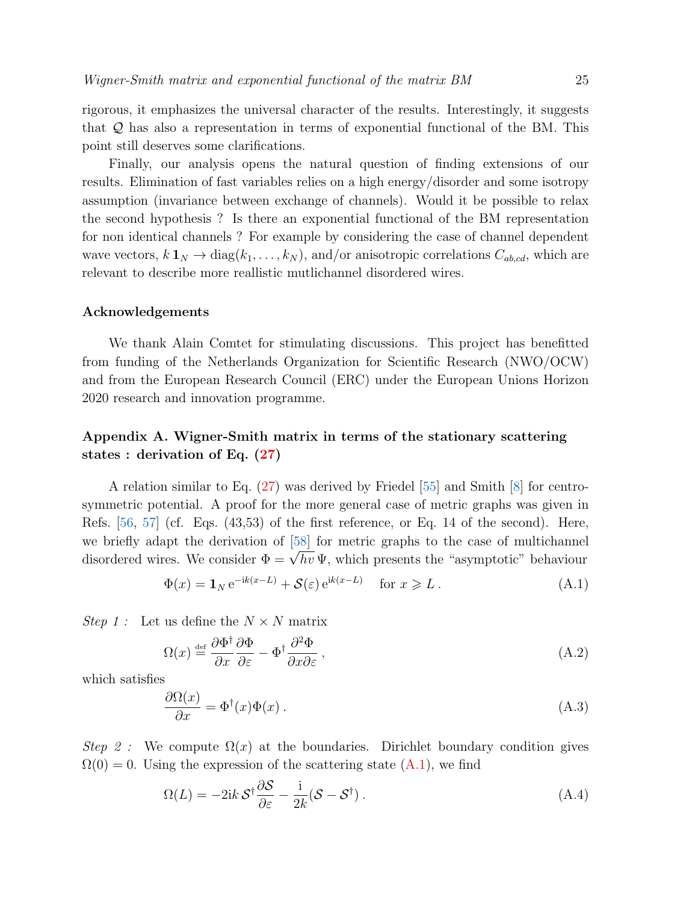rigorous, it emphasizes the universal character of the results. Interestingly, it suggests that $\mathcal{Q}$ has also a representation in terms of exponential functional of the BM. This point still deserves some clarifications.

Finally, our analysis opens the natural question of finding extensions of our results. Elimination of fast variables relies on a high energy/disorder and some isotropy assumption (invariance between exchange of channels). Would it be possible to relax the second hypothesis ? Is there an exponential functional of the BM representation for non identical channels ? For example by considering the case of channel dependent wave vectors, $k\,\mathbf{1}_N \to \mathrm{diag}(k_1,\ldots,k_N)$, and/or anisotropic correlations $C_{ab,cd}$, which are relevant to describe more reallistic mutlichannel disordered wires.

### Acknowledgements

We thank Alain Comtet for stimulating discussions. This project has benefitted from funding of the Netherlands Organization for Scientific Research (NWO/OCW) and from the European Research Council (ERC) under the European Unions Horizon 2020 research and innovation programme.

## Appendix A. Wigner-Smith matrix in terms of the stationary scattering states : derivation of Eq. (27)

A relation similar to Eq. (27) was derived by Friedel [55] and Smith [8] for centro-symmetric potential. A proof for the more general case of metric graphs was given in Refs. [56, 57] (cf. Eqs. (43,53) of the first reference, or Eq. 14 of the second). Here, we briefly adapt the derivation of [58] for metric graphs to the case of multichannel disordered wires. We consider $\Phi = \sqrt{\hbar v}\,\Psi$, which presents the "asymptotic" behaviour

$$\Phi(x) = \mathbf{1}_N\,\mathrm{e}^{-\mathrm{i}k(x-L)} + \mathcal{S}(\varepsilon)\,\mathrm{e}^{\mathrm{i}k(x-L)} \quad \text{for } x \geqslant L\,. \tag{A.1}$$

*Step 1 :* Let us define the $N\times N$ matrix

$$\Omega(x) \overset{\text{def}}{=} \frac{\partial\Phi^\dagger}{\partial x}\frac{\partial\Phi}{\partial\varepsilon} - \Phi^\dagger\frac{\partial^2\Phi}{\partial x\partial\varepsilon}\,, \tag{A.2}$$

which satisfies

$$\frac{\partial\Omega(x)}{\partial x} = \Phi^\dagger(x)\Phi(x)\,. \tag{A.3}$$

*Step 2 :* We compute $\Omega(x)$ at the boundaries. Dirichlet boundary condition gives $\Omega(0)=0$. Using the expression of the scattering state (A.1), we find

$$\Omega(L) = -2\mathrm{i}k\,\mathcal{S}^\dagger\frac{\partial\mathcal{S}}{\partial\varepsilon} - \frac{\mathrm{i}}{2k}(\mathcal{S}-\mathcal{S}^\dagger)\,. \tag{A.4}$$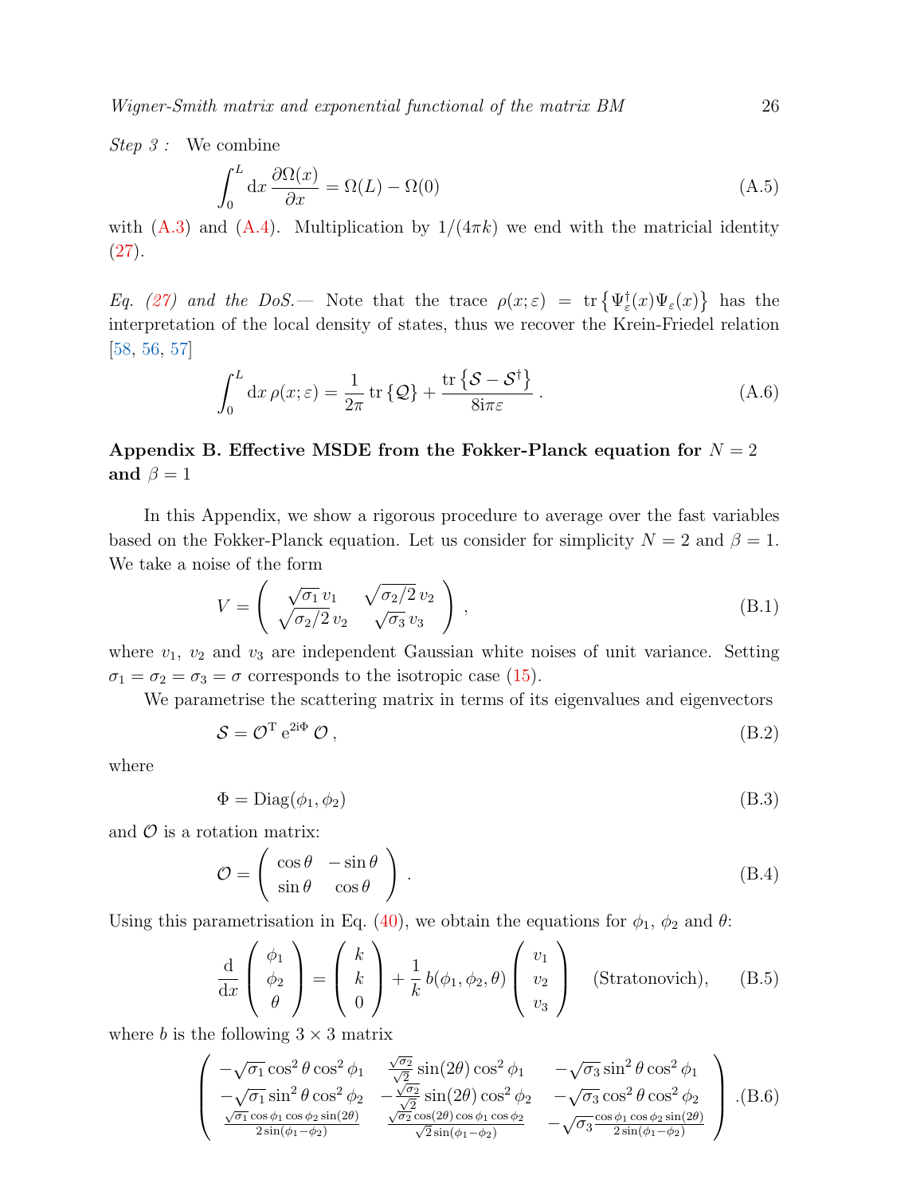*Step 3 :* We combine

$$\int_0^L \mathrm{d}x \, \frac{\partial \Omega(x)}{\partial x} = \Omega(L) - \Omega(0) \tag{A.5}$$

with (A.3) and (A.4). Multiplication by $1/(4\pi k)$ we end with the matricial identity (27).

*Eq. (27) and the DoS.—* Note that the trace $\rho(x;\varepsilon) = \mathrm{tr}\left\{\Psi_\varepsilon^\dagger(x)\Psi_\varepsilon(x)\right\}$ has the interpretation of the local density of states, thus we recover the Krein-Friedel relation [58, 56, 57]

$$\int_0^L \mathrm{d}x \, \rho(x;\varepsilon) = \frac{1}{2\pi}\,\mathrm{tr}\left\{\mathcal{Q}\right\} + \frac{\mathrm{tr}\left\{\mathcal{S}-\mathcal{S}^\dagger\right\}}{8\mathrm{i}\pi\varepsilon}\,. \tag{A.6}$$

## Appendix B. Effective MSDE from the Fokker-Planck equation for $N = 2$ and $\beta = 1$

In this Appendix, we show a rigorous procedure to average over the fast variables based on the Fokker-Planck equation. Let us consider for simplicity $N = 2$ and $\beta = 1$. We take a noise of the form

$$V = \begin{pmatrix} \sqrt{\sigma_1}\, v_1 & \sqrt{\sigma_2/2}\, v_2 \\ \sqrt{\sigma_2/2}\, v_2 & \sqrt{\sigma_3}\, v_3 \end{pmatrix}\,, \tag{B.1}$$

where $v_1$, $v_2$ and $v_3$ are independent Gaussian white noises of unit variance. Setting $\sigma_1 = \sigma_2 = \sigma_3 = \sigma$ corresponds to the isotropic case (15).

We parametrise the scattering matrix in terms of its eigenvalues and eigenvectors

$$\mathcal{S} = \mathcal{O}^{\mathrm{T}}\, \mathrm{e}^{2\mathrm{i}\Phi}\, \mathcal{O}\,, \tag{B.2}$$

where

$$\Phi = \mathrm{Diag}(\phi_1, \phi_2) \tag{B.3}$$

and $\mathcal{O}$ is a rotation matrix:

$$\mathcal{O} = \begin{pmatrix} \cos\theta & -\sin\theta \\ \sin\theta & \cos\theta \end{pmatrix}\,. \tag{B.4}$$

Using this parametrisation in Eq. (40), we obtain the equations for $\phi_1$, $\phi_2$ and $\theta$:

$$\frac{\mathrm{d}}{\mathrm{d}x}\begin{pmatrix} \phi_1 \\ \phi_2 \\ \theta \end{pmatrix} = \begin{pmatrix} k \\ k \\ 0 \end{pmatrix} + \frac{1}{k}\, b(\phi_1,\phi_2,\theta) \begin{pmatrix} v_1 \\ v_2 \\ v_3 \end{pmatrix} \quad \text{(Stratonovich)}, \tag{B.5}$$

where $b$ is the following $3\times 3$ matrix

$$\begin{pmatrix} -\sqrt{\sigma_1}\cos^2\theta\cos^2\phi_1 & \frac{\sqrt{\sigma_2}}{\sqrt{2}}\sin(2\theta)\cos^2\phi_1 & -\sqrt{\sigma_3}\sin^2\theta\cos^2\phi_1 \\ -\sqrt{\sigma_1}\sin^2\theta\cos^2\phi_2 & -\frac{\sqrt{\sigma_2}}{\sqrt{2}}\sin(2\theta)\cos^2\phi_2 & -\sqrt{\sigma_3}\cos^2\theta\cos^2\phi_2 \\ \frac{\sqrt{\sigma_1}\cos\phi_1\cos\phi_2\sin(2\theta)}{2\sin(\phi_1-\phi_2)} & \frac{\sqrt{\sigma_2}\cos(2\theta)\cos\phi_1\cos\phi_2}{\sqrt{2}\sin(\phi_1-\phi_2)} & -\sqrt{\sigma_3}\frac{\cos\phi_1\cos\phi_2\sin(2\theta)}{2\sin(\phi_1-\phi_2)} \end{pmatrix}. \tag{B.6}$$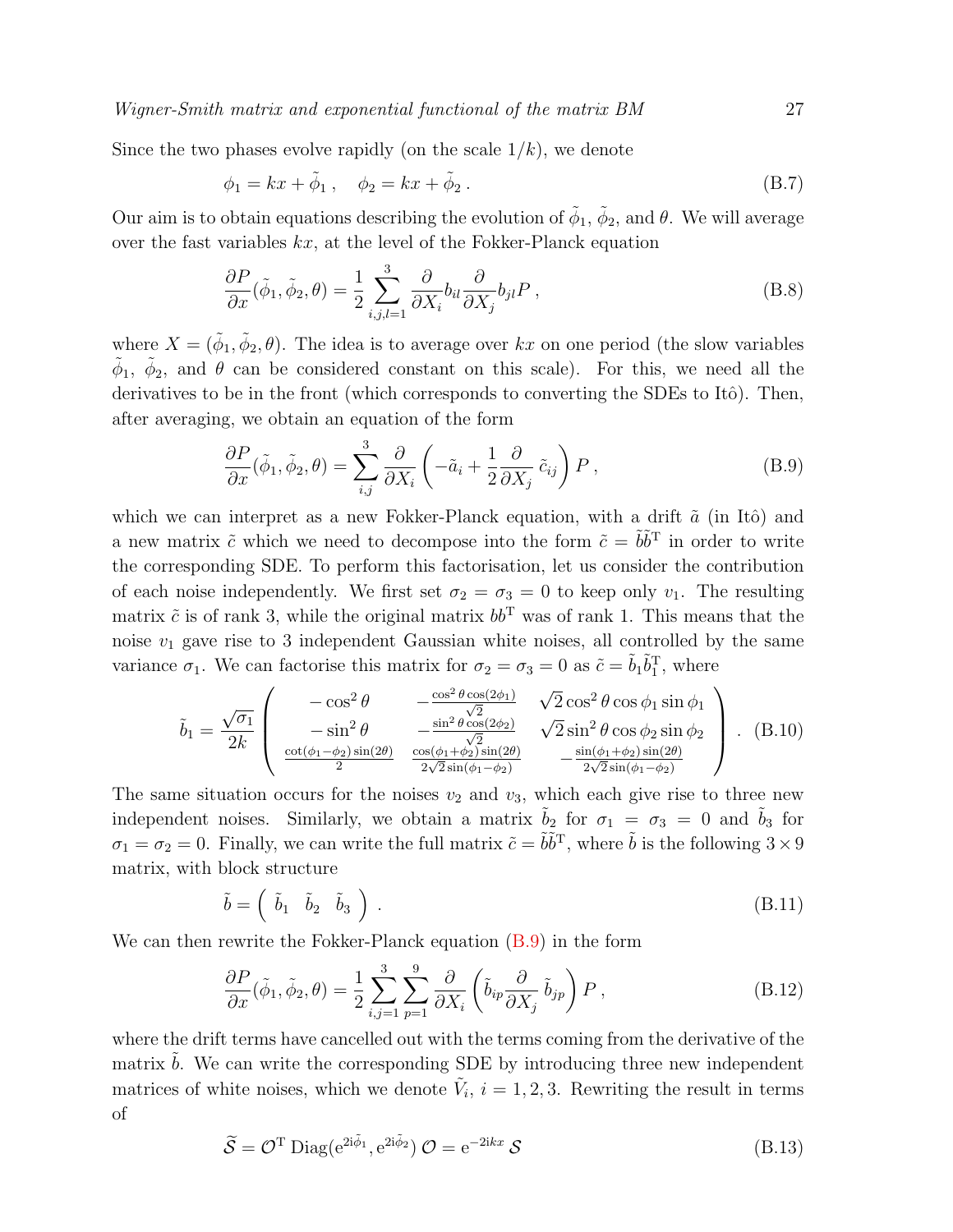Since the two phases evolve rapidly (on the scale $1/k$), we denote

$$\phi_1 = kx + \tilde{\phi}_1 \,, \quad \phi_2 = kx + \tilde{\phi}_2 \,. \tag{B.7}$$

Our aim is to obtain equations describing the evolution of $\tilde{\phi}_1$, $\tilde{\phi}_2$, and $\theta$. We will average over the fast variables $kx$, at the level of the Fokker-Planck equation

$$\frac{\partial P}{\partial x}(\tilde{\phi}_1, \tilde{\phi}_2, \theta) = \frac{1}{2} \sum_{i,j,l=1}^{3} \frac{\partial}{\partial X_i} b_{il} \frac{\partial}{\partial X_j} b_{jl} P \,, \tag{B.8}$$

where $X = (\tilde{\phi}_1, \tilde{\phi}_2, \theta)$. The idea is to average over $kx$ on one period (the slow variables $\tilde{\phi}_1$, $\tilde{\phi}_2$, and $\theta$ can be considered constant on this scale). For this, we need all the derivatives to be in the front (which corresponds to converting the SDEs to Itô). Then, after averaging, we obtain an equation of the form

$$\frac{\partial P}{\partial x}(\tilde{\phi}_1, \tilde{\phi}_2, \theta) = \sum_{i,j}^{3} \frac{\partial}{\partial X_i} \left( -\tilde{a}_i + \frac{1}{2} \frac{\partial}{\partial X_j} \, \tilde{c}_{ij} \right) P \,, \tag{B.9}$$

which we can interpret as a new Fokker-Planck equation, with a drift $\tilde{a}$ (in Itô) and a new matrix $\tilde{c}$ which we need to decompose into the form $\tilde{c} = \tilde{b}\tilde{b}^{\mathrm{T}}$ in order to write the corresponding SDE. To perform this factorisation, let us consider the contribution of each noise independently. We first set $\sigma_2 = \sigma_3 = 0$ to keep only $v_1$. The resulting matrix $\tilde{c}$ is of rank 3, while the original matrix $bb^{\mathrm{T}}$ was of rank 1. This means that the noise $v_1$ gave rise to 3 independent Gaussian white noises, all controlled by the same variance $\sigma_1$. We can factorise this matrix for $\sigma_2 = \sigma_3 = 0$ as $\tilde{c} = \tilde{b}_1 \tilde{b}_1^{\mathrm{T}}$, where

$$\tilde{b}_1 = \frac{\sqrt{\sigma_1}}{2k} \begin{pmatrix} -\cos^2\theta & -\frac{\cos^2\theta \cos(2\phi_1)}{\sqrt{2}} & \sqrt{2}\cos^2\theta \cos\phi_1 \sin\phi_1 \\ -\sin^2\theta & -\frac{\sin^2\theta \cos(2\phi_2)}{\sqrt{2}} & \sqrt{2}\sin^2\theta \cos\phi_2 \sin\phi_2 \\ \frac{\cot(\phi_1-\phi_2)\sin(2\theta)}{2} & \frac{\cos(\phi_1+\phi_2)\sin(2\theta)}{2\sqrt{2}\sin(\phi_1-\phi_2)} & -\frac{\sin(\phi_1+\phi_2)\sin(2\theta)}{2\sqrt{2}\sin(\phi_1-\phi_2)} \end{pmatrix} . \tag{B.10}$$

The same situation occurs for the noises $v_2$ and $v_3$, which each give rise to three new independent noises. Similarly, we obtain a matrix $\tilde{b}_2$ for $\sigma_1 = \sigma_3 = 0$ and $\tilde{b}_3$ for $\sigma_1 = \sigma_2 = 0$. Finally, we can write the full matrix $\tilde{c} = \tilde{b}\tilde{b}^{\mathrm{T}}$, where $\tilde{b}$ is the following $3 \times 9$ matrix, with block structure

$$\tilde{b} = \begin{pmatrix} \tilde{b}_1 & \tilde{b}_2 & \tilde{b}_3 \end{pmatrix} . \tag{B.11}$$

We can then rewrite the Fokker-Planck equation (B.9) in the form

$$\frac{\partial P}{\partial x}(\tilde{\phi}_1, \tilde{\phi}_2, \theta) = \frac{1}{2} \sum_{i,j=1}^{3} \sum_{p=1}^{9} \frac{\partial}{\partial X_i} \left( \tilde{b}_{ip} \frac{\partial}{\partial X_j} \, \tilde{b}_{jp} \right) P \,, \tag{B.12}$$

where the drift terms have cancelled out with the terms coming from the derivative of the matrix $\tilde{b}$. We can write the corresponding SDE by introducing three new independent matrices of white noises, which we denote $\tilde{V}_i$, $i = 1, 2, 3$. Rewriting the result in terms of

$$\widetilde{\mathcal{S}} = \mathcal{O}^{\mathrm{T}} \, \mathrm{Diag}(\mathrm{e}^{2\mathrm{i}\tilde{\phi}_1}, \mathrm{e}^{2\mathrm{i}\tilde{\phi}_2}) \, \mathcal{O} = \mathrm{e}^{-2\mathrm{i}kx} \, \mathcal{S} \tag{B.13}$$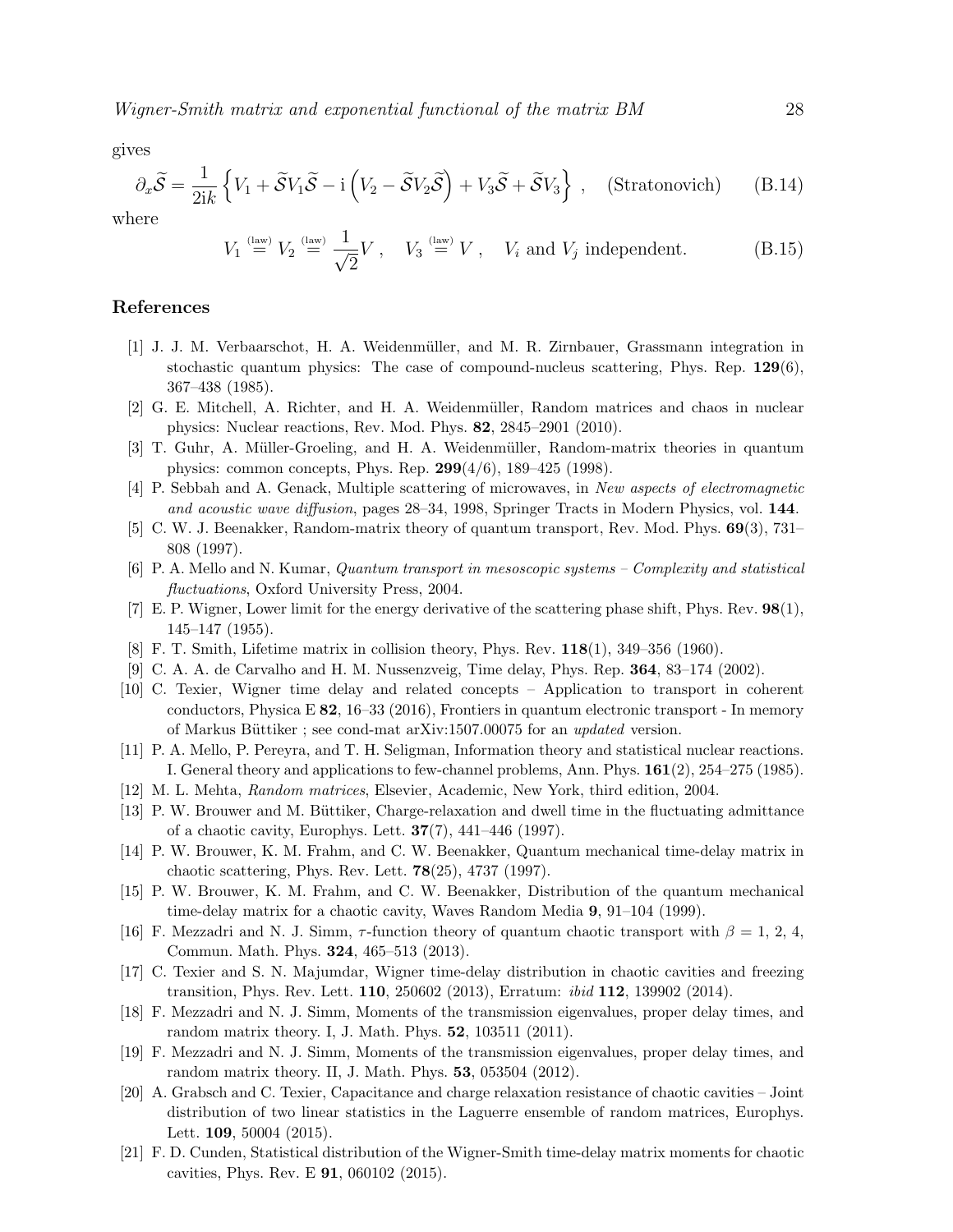gives

$$\partial_x \widetilde{\mathcal{S}} = \frac{1}{2\mathrm{i}k} \left\{ V_1 + \widetilde{\mathcal{S}} V_1 \widetilde{\mathcal{S}} - \mathrm{i} \left( V_2 - \widetilde{\mathcal{S}} V_2 \widetilde{\mathcal{S}} \right) + V_3 \widetilde{\mathcal{S}} + \widetilde{\mathcal{S}} V_3 \right\} , \quad \text{(Stratonovich)} \tag{B.14}$$

where

$$V_1 \overset{\text{(law)}}{=} V_2 \overset{\text{(law)}}{=} \frac{1}{\sqrt{2}} V , \quad V_3 \overset{\text{(law)}}{=} V , \quad V_i \text{ and } V_j \text{ independent.} \tag{B.15}$$

## References

[1] J. J. M. Verbaarschot, H. A. Weidenmüller, and M. R. Zirnbauer, Grassmann integration in stochastic quantum physics: The case of compound-nucleus scattering, Phys. Rep. **129**(6), 367–438 (1985).

[2] G. E. Mitchell, A. Richter, and H. A. Weidenmüller, Random matrices and chaos in nuclear physics: Nuclear reactions, Rev. Mod. Phys. **82**, 2845–2901 (2010).

[3] T. Guhr, A. Müller-Groeling, and H. A. Weidenmüller, Random-matrix theories in quantum physics: common concepts, Phys. Rep. **299**(4/6), 189–425 (1998).

[4] P. Sebbah and A. Genack, Multiple scattering of microwaves, in *New aspects of electromagnetic and acoustic wave diffusion*, pages 28–34, 1998, Springer Tracts in Modern Physics, vol. **144**.

[5] C. W. J. Beenakker, Random-matrix theory of quantum transport, Rev. Mod. Phys. **69**(3), 731–808 (1997).

[6] P. A. Mello and N. Kumar, *Quantum transport in mesoscopic systems – Complexity and statistical fluctuations*, Oxford University Press, 2004.

[7] E. P. Wigner, Lower limit for the energy derivative of the scattering phase shift, Phys. Rev. **98**(1), 145–147 (1955).

[8] F. T. Smith, Lifetime matrix in collision theory, Phys. Rev. **118**(1), 349–356 (1960).

[9] C. A. A. de Carvalho and H. M. Nussenzveig, Time delay, Phys. Rep. **364**, 83–174 (2002).

[10] C. Texier, Wigner time delay and related concepts – Application to transport in coherent conductors, Physica E **82**, 16–33 (2016), Frontiers in quantum electronic transport - In memory of Markus Büttiker ; see cond-mat arXiv:1507.00075 for an *updated* version.

[11] P. A. Mello, P. Pereyra, and T. H. Seligman, Information theory and statistical nuclear reactions. I. General theory and applications to few-channel problems, Ann. Phys. **161**(2), 254–275 (1985).

[12] M. L. Mehta, *Random matrices*, Elsevier, Academic, New York, third edition, 2004.

[13] P. W. Brouwer and M. Büttiker, Charge-relaxation and dwell time in the fluctuating admittance of a chaotic cavity, Europhys. Lett. **37**(7), 441–446 (1997).

[14] P. W. Brouwer, K. M. Frahm, and C. W. Beenakker, Quantum mechanical time-delay matrix in chaotic scattering, Phys. Rev. Lett. **78**(25), 4737 (1997).

[15] P. W. Brouwer, K. M. Frahm, and C. W. Beenakker, Distribution of the quantum mechanical time-delay matrix for a chaotic cavity, Waves Random Media **9**, 91–104 (1999).

[16] F. Mezzadri and N. J. Simm, $\tau$-function theory of quantum chaotic transport with $\beta = 1, 2, 4$, Commun. Math. Phys. **324**, 465–513 (2013).

[17] C. Texier and S. N. Majumdar, Wigner time-delay distribution in chaotic cavities and freezing transition, Phys. Rev. Lett. **110**, 250602 (2013), Erratum: *ibid* **112**, 139902 (2014).

[18] F. Mezzadri and N. J. Simm, Moments of the transmission eigenvalues, proper delay times, and random matrix theory. I, J. Math. Phys. **52**, 103511 (2011).

[19] F. Mezzadri and N. J. Simm, Moments of the transmission eigenvalues, proper delay times, and random matrix theory. II, J. Math. Phys. **53**, 053504 (2012).

[20] A. Grabsch and C. Texier, Capacitance and charge relaxation resistance of chaotic cavities – Joint distribution of two linear statistics in the Laguerre ensemble of random matrices, Europhys. Lett. **109**, 50004 (2015).

[21] F. D. Cunden, Statistical distribution of the Wigner-Smith time-delay matrix moments for chaotic cavities, Phys. Rev. E **91**, 060102 (2015).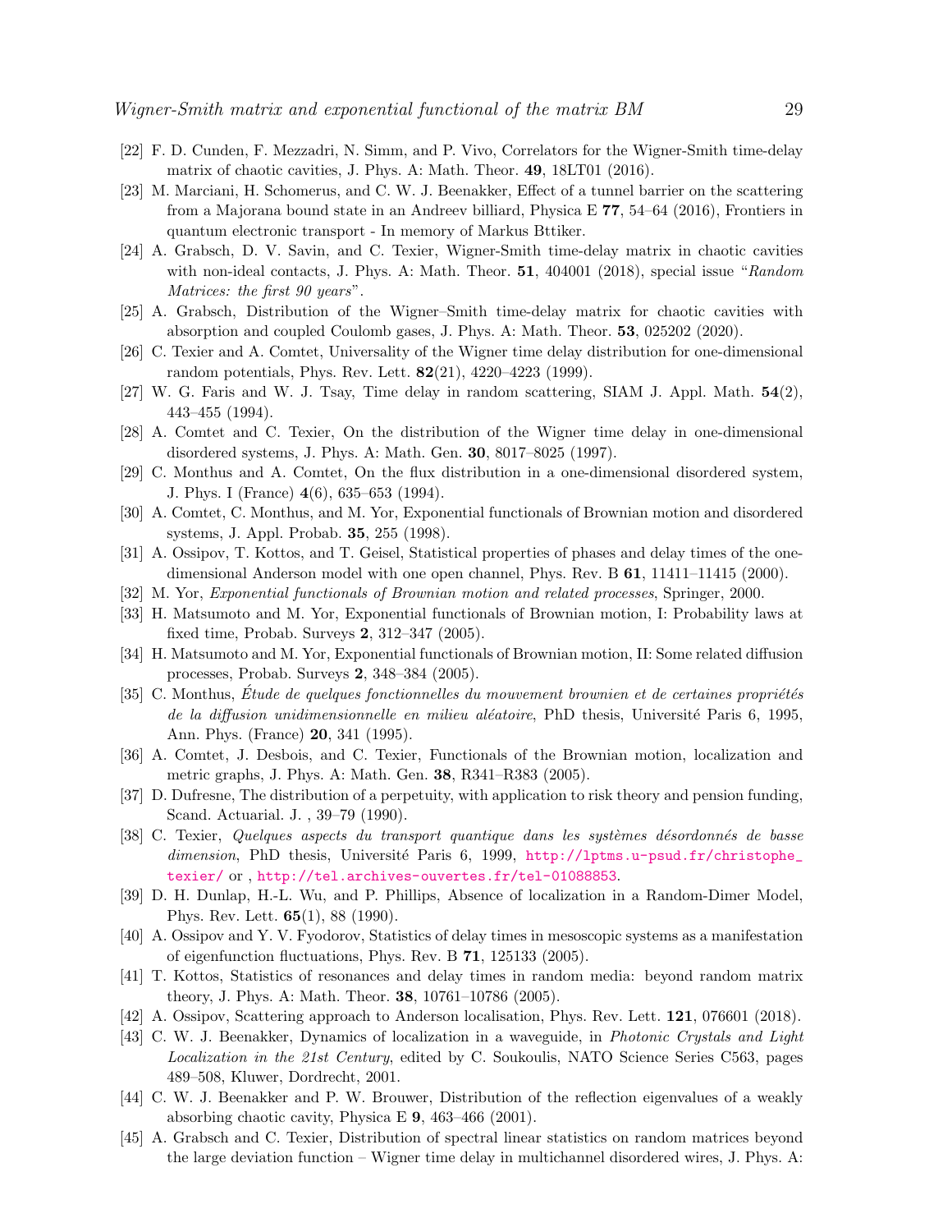[22] F. D. Cunden, F. Mezzadri, N. Simm, and P. Vivo, Correlators for the Wigner-Smith time-delay matrix of chaotic cavities, J. Phys. A: Math. Theor. **49**, 18LT01 (2016).

[23] M. Marciani, H. Schomerus, and C. W. J. Beenakker, Effect of a tunnel barrier on the scattering from a Majorana bound state in an Andreev billiard, Physica E **77**, 54–64 (2016), Frontiers in quantum electronic transport - In memory of Markus Bttiker.

[24] A. Grabsch, D. V. Savin, and C. Texier, Wigner-Smith time-delay matrix in chaotic cavities with non-ideal contacts, J. Phys. A: Math. Theor. **51**, 404001 (2018), special issue "*Random Matrices: the first 90 years*".

[25] A. Grabsch, Distribution of the Wigner–Smith time-delay matrix for chaotic cavities with absorption and coupled Coulomb gases, J. Phys. A: Math. Theor. **53**, 025202 (2020).

[26] C. Texier and A. Comtet, Universality of the Wigner time delay distribution for one-dimensional random potentials, Phys. Rev. Lett. **82**(21), 4220–4223 (1999).

[27] W. G. Faris and W. J. Tsay, Time delay in random scattering, SIAM J. Appl. Math. **54**(2), 443–455 (1994).

[28] A. Comtet and C. Texier, On the distribution of the Wigner time delay in one-dimensional disordered systems, J. Phys. A: Math. Gen. **30**, 8017–8025 (1997).

[29] C. Monthus and A. Comtet, On the flux distribution in a one-dimensional disordered system, J. Phys. I (France) **4**(6), 635–653 (1994).

[30] A. Comtet, C. Monthus, and M. Yor, Exponential functionals of Brownian motion and disordered systems, J. Appl. Probab. **35**, 255 (1998).

[31] A. Ossipov, T. Kottos, and T. Geisel, Statistical properties of phases and delay times of the one-dimensional Anderson model with one open channel, Phys. Rev. B **61**, 11411–11415 (2000).

[32] M. Yor, *Exponential functionals of Brownian motion and related processes*, Springer, 2000.

[33] H. Matsumoto and M. Yor, Exponential functionals of Brownian motion, I: Probability laws at fixed time, Probab. Surveys **2**, 312–347 (2005).

[34] H. Matsumoto and M. Yor, Exponential functionals of Brownian motion, II: Some related diffusion processes, Probab. Surveys **2**, 348–384 (2005).

[35] C. Monthus, *Étude de quelques fonctionnelles du mouvement brownien et de certaines propriétés de la diffusion unidimensionnelle en milieu aléatoire*, PhD thesis, Université Paris 6, 1995, Ann. Phys. (France) **20**, 341 (1995).

[36] A. Comtet, J. Desbois, and C. Texier, Functionals of the Brownian motion, localization and metric graphs, J. Phys. A: Math. Gen. **38**, R341–R383 (2005).

[37] D. Dufresne, The distribution of a perpetuity, with application to risk theory and pension funding, Scand. Actuarial. J. , 39–79 (1990).

[38] C. Texier, *Quelques aspects du transport quantique dans les systèmes désordonnés de basse dimension*, PhD thesis, Université Paris 6, 1999, http://lptms.u-psud.fr/christophe_texier/ or , http://tel.archives-ouvertes.fr/tel-01088853.

[39] D. H. Dunlap, H.-L. Wu, and P. Phillips, Absence of localization in a Random-Dimer Model, Phys. Rev. Lett. **65**(1), 88 (1990).

[40] A. Ossipov and Y. V. Fyodorov, Statistics of delay times in mesoscopic systems as a manifestation of eigenfunction fluctuations, Phys. Rev. B **71**, 125133 (2005).

[41] T. Kottos, Statistics of resonances and delay times in random media: beyond random matrix theory, J. Phys. A: Math. Theor. **38**, 10761–10786 (2005).

[42] A. Ossipov, Scattering approach to Anderson localisation, Phys. Rev. Lett. **121**, 076601 (2018).

[43] C. W. J. Beenakker, Dynamics of localization in a waveguide, in *Photonic Crystals and Light Localization in the 21st Century*, edited by C. Soukoulis, NATO Science Series C563, pages 489–508, Kluwer, Dordrecht, 2001.

[44] C. W. J. Beenakker and P. W. Brouwer, Distribution of the reflection eigenvalues of a weakly absorbing chaotic cavity, Physica E **9**, 463–466 (2001).

[45] A. Grabsch and C. Texier, Distribution of spectral linear statistics on random matrices beyond the large deviation function – Wigner time delay in multichannel disordered wires, J. Phys. A: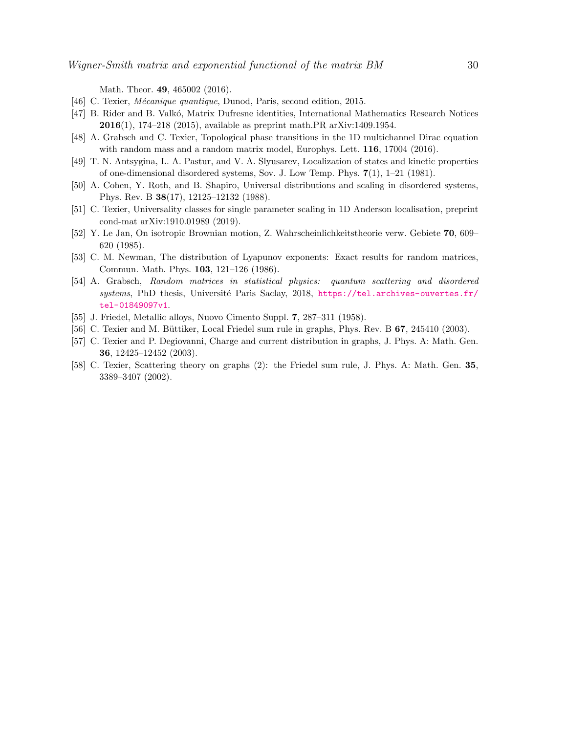Math. Theor. **49**, 465002 (2016).

[46] C. Texier, *Mécanique quantique*, Dunod, Paris, second edition, 2015.

[47] B. Rider and B. Valkó, Matrix Dufresne identities, International Mathematics Research Notices **2016**(1), 174–218 (2015), available as preprint math.PR arXiv:1409.1954.

[48] A. Grabsch and C. Texier, Topological phase transitions in the 1D multichannel Dirac equation with random mass and a random matrix model, Europhys. Lett. **116**, 17004 (2016).

[49] T. N. Antsygina, L. A. Pastur, and V. A. Slyusarev, Localization of states and kinetic properties of one-dimensional disordered systems, Sov. J. Low Temp. Phys. **7**(1), 1–21 (1981).

[50] A. Cohen, Y. Roth, and B. Shapiro, Universal distributions and scaling in disordered systems, Phys. Rev. B **38**(17), 12125–12132 (1988).

[51] C. Texier, Universality classes for single parameter scaling in 1D Anderson localisation, preprint cond-mat arXiv:1910.01989 (2019).

[52] Y. Le Jan, On isotropic Brownian motion, Z. Wahrscheinlichkeitstheorie verw. Gebiete **70**, 609–620 (1985).

[53] C. M. Newman, The distribution of Lyapunov exponents: Exact results for random matrices, Commun. Math. Phys. **103**, 121–126 (1986).

[54] A. Grabsch, *Random matrices in statistical physics: quantum scattering and disordered systems*, PhD thesis, Université Paris Saclay, 2018, https://tel.archives-ouvertes.fr/tel-01849097v1.

[55] J. Friedel, Metallic alloys, Nuovo Cimento Suppl. **7**, 287–311 (1958).

[56] C. Texier and M. Büttiker, Local Friedel sum rule in graphs, Phys. Rev. B **67**, 245410 (2003).

[57] C. Texier and P. Degiovanni, Charge and current distribution in graphs, J. Phys. A: Math. Gen. **36**, 12425–12452 (2003).

[58] C. Texier, Scattering theory on graphs (2): the Friedel sum rule, J. Phys. A: Math. Gen. **35**, 3389–3407 (2002).